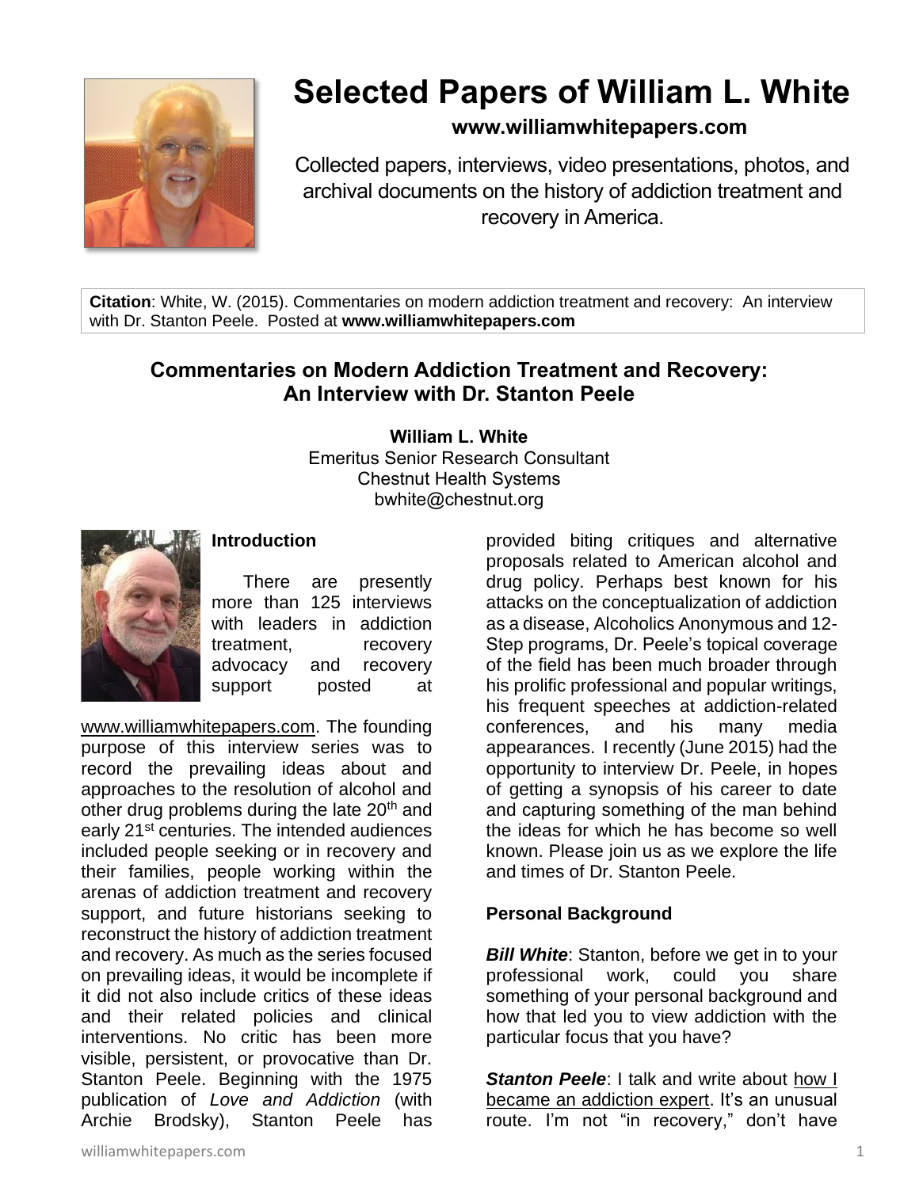# Selected Papers of William L. White

**www.williamwhitepapers.com**

Collected papers, interviews, video presentations, photos, and archival documents on the history of addiction treatment and recovery in America.

**Citation**: White, W. (2015). Commentaries on modern addiction treatment and recovery: An interview with Dr. Stanton Peele. Posted at **www.williamwhitepapers.com**

## Commentaries on Modern Addiction Treatment and Recovery: An Interview with Dr. Stanton Peele

**William L. White**
Emeritus Senior Research Consultant
Chestnut Health Systems
bwhite@chestnut.org

### Introduction

There are presently more than 125 interviews with leaders in addiction treatment, recovery advocacy and recovery support posted at www.williamwhitepapers.com. The founding purpose of this interview series was to record the prevailing ideas about and approaches to the resolution of alcohol and other drug problems during the late 20th and early 21st centuries. The intended audiences included people seeking or in recovery and their families, people working within the arenas of addiction treatment and recovery support, and future historians seeking to reconstruct the history of addiction treatment and recovery. As much as the series focused on prevailing ideas, it would be incomplete if it did not also include critics of these ideas and their related policies and clinical interventions. No critic has been more visible, persistent, or provocative than Dr. Stanton Peele. Beginning with the 1975 publication of *Love and Addiction* (with Archie Brodsky), Stanton Peele has provided biting critiques and alternative proposals related to American alcohol and drug policy. Perhaps best known for his attacks on the conceptualization of addiction as a disease, Alcoholics Anonymous and 12-Step programs, Dr. Peele's topical coverage of the field has been much broader through his prolific professional and popular writings, his frequent speeches at addiction-related conferences, and his many media appearances. I recently (June 2015) had the opportunity to interview Dr. Peele, in hopes of getting a synopsis of his career to date and capturing something of the man behind the ideas for which he has become so well known. Please join us as we explore the life and times of Dr. Stanton Peele.

### Personal Background

***Bill White***: Stanton, before we get in to your professional work, could you share something of your personal background and how that led you to view addiction with the particular focus that you have?

***Stanton Peele***: I talk and write about how I became an addiction expert. It's an unusual route. I'm not "in recovery," don't have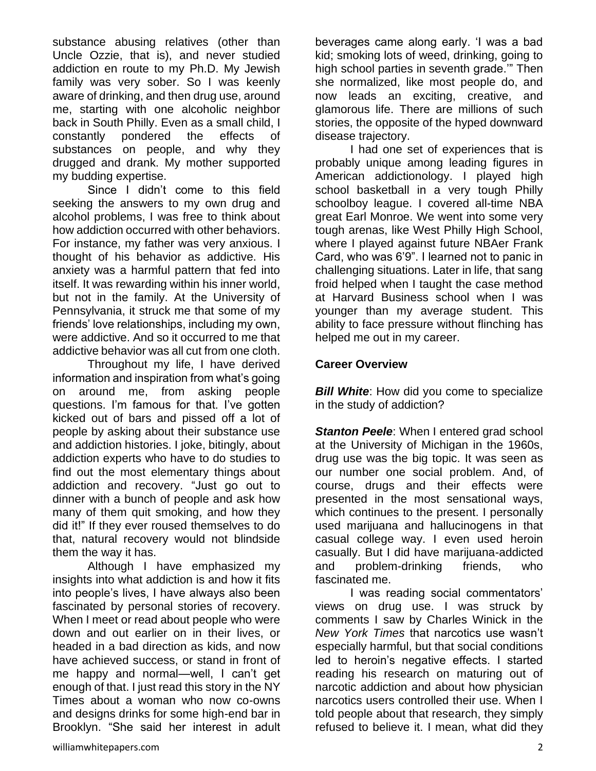substance abusing relatives (other than Uncle Ozzie, that is), and never studied addiction en route to my Ph.D. My Jewish family was very sober. So I was keenly aware of drinking, and then drug use, around me, starting with one alcoholic neighbor back in South Philly. Even as a small child, I constantly pondered the effects of substances on people, and why they drugged and drank. My mother supported my budding expertise.

Since I didn't come to this field seeking the answers to my own drug and alcohol problems, I was free to think about how addiction occurred with other behaviors. For instance, my father was very anxious. I thought of his behavior as addictive. His anxiety was a harmful pattern that fed into itself. It was rewarding within his inner world, but not in the family. At the University of Pennsylvania, it struck me that some of my friends' love relationships, including my own, were addictive. And so it occurred to me that addictive behavior was all cut from one cloth.

Throughout my life, I have derived information and inspiration from what's going on around me, from asking people questions. I'm famous for that. I've gotten kicked out of bars and pissed off a lot of people by asking about their substance use and addiction histories. I joke, bitingly, about addiction experts who have to do studies to find out the most elementary things about addiction and recovery. "Just go out to dinner with a bunch of people and ask how many of them quit smoking, and how they did it!" If they ever roused themselves to do that, natural recovery would not blindside them the way it has.

Although I have emphasized my insights into what addiction is and how it fits into people's lives, I have always also been fascinated by personal stories of recovery. When I meet or read about people who were down and out earlier on in their lives, or headed in a bad direction as kids, and now have achieved success, or stand in front of me happy and normal—well, I can't get enough of that. I just read this story in the NY Times about a woman who now co-owns and designs drinks for some high-end bar in Brooklyn. "She said her interest in adult beverages came along early. 'I was a bad kid; smoking lots of weed, drinking, going to high school parties in seventh grade.'" Then she normalized, like most people do, and now leads an exciting, creative, and glamorous life. There are millions of such stories, the opposite of the hyped downward disease trajectory.

I had one set of experiences that is probably unique among leading figures in American addictionology. I played high school basketball in a very tough Philly schoolboy league. I covered all-time NBA great Earl Monroe. We went into some very tough arenas, like West Philly High School, where I played against future NBAer Frank Card, who was 6'9". I learned not to panic in challenging situations. Later in life, that sang froid helped when I taught the case method at Harvard Business school when I was younger than my average student. This ability to face pressure without flinching has helped me out in my career.

**Career Overview**

***Bill White***: How did you come to specialize in the study of addiction?

***Stanton Peele***: When I entered grad school at the University of Michigan in the 1960s, drug use was the big topic. It was seen as our number one social problem. And, of course, drugs and their effects were presented in the most sensational ways, which continues to the present. I personally used marijuana and hallucinogens in that casual college way. I even used heroin casually. But I did have marijuana-addicted and problem-drinking friends, who fascinated me.

I was reading social commentators' views on drug use. I was struck by comments I saw by Charles Winick in the *New York Times* that narcotics use wasn't especially harmful, but that social conditions led to heroin's negative effects. I started reading his research on maturing out of narcotic addiction and about how physician narcotics users controlled their use. When I told people about that research, they simply refused to believe it. I mean, what did they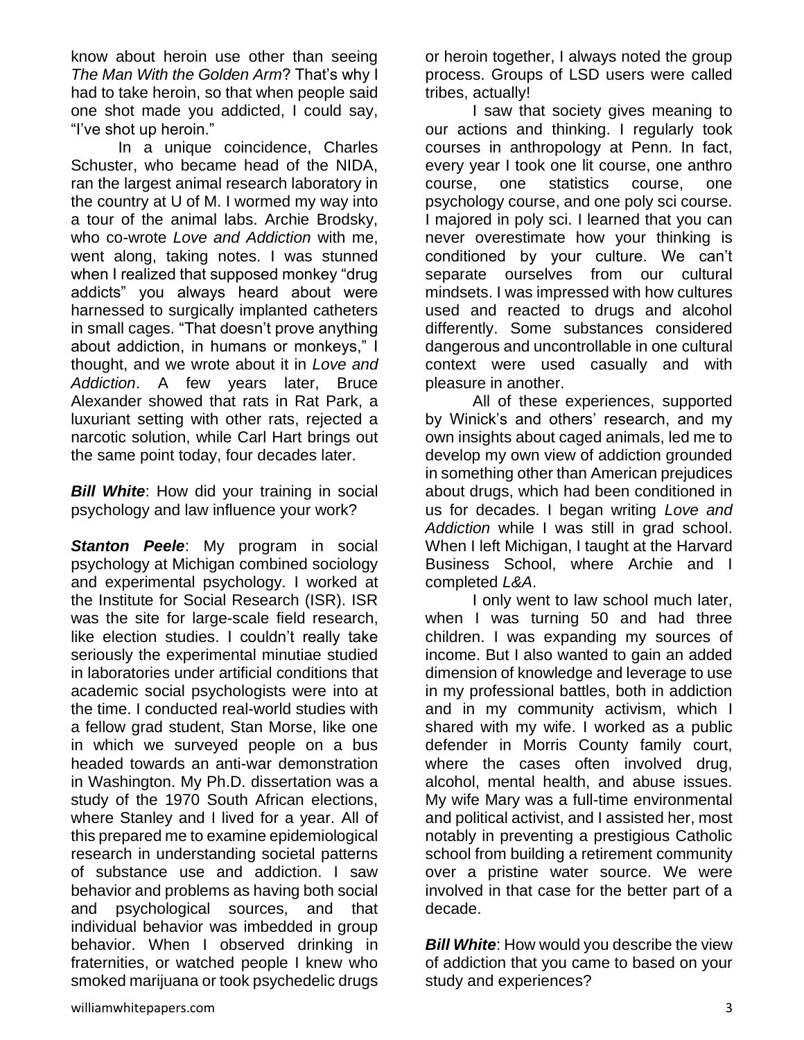know about heroin use other than seeing *The Man With the Golden Arm*? That's why I had to take heroin, so that when people said one shot made you addicted, I could say, "I've shot up heroin."

In a unique coincidence, Charles Schuster, who became head of the NIDA, ran the largest animal research laboratory in the country at U of M. I wormed my way into a tour of the animal labs. Archie Brodsky, who co-wrote *Love and Addiction* with me, went along, taking notes. I was stunned when I realized that supposed monkey "drug addicts" you always heard about were harnessed to surgically implanted catheters in small cages. "That doesn't prove anything about addiction, in humans or monkeys," I thought, and we wrote about it in *Love and Addiction*. A few years later, Bruce Alexander showed that rats in Rat Park, a luxuriant setting with other rats, rejected a narcotic solution, while Carl Hart brings out the same point today, four decades later.

***Bill White***: How did your training in social psychology and law influence your work?

***Stanton Peele***: My program in social psychology at Michigan combined sociology and experimental psychology. I worked at the Institute for Social Research (ISR). ISR was the site for large-scale field research, like election studies. I couldn't really take seriously the experimental minutiae studied in laboratories under artificial conditions that academic social psychologists were into at the time. I conducted real-world studies with a fellow grad student, Stan Morse, like one in which we surveyed people on a bus headed towards an anti-war demonstration in Washington. My Ph.D. dissertation was a study of the 1970 South African elections, where Stanley and I lived for a year. All of this prepared me to examine epidemiological research in understanding societal patterns of substance use and addiction. I saw behavior and problems as having both social and psychological sources, and that individual behavior was imbedded in group behavior. When I observed drinking in fraternities, or watched people I knew who smoked marijuana or took psychedelic drugs or heroin together, I always noted the group process. Groups of LSD users were called tribes, actually!

I saw that society gives meaning to our actions and thinking. I regularly took courses in anthropology at Penn. In fact, every year I took one lit course, one anthro course, one statistics course, one psychology course, and one poly sci course. I majored in poly sci. I learned that you can never overestimate how your thinking is conditioned by your culture. We can't separate ourselves from our cultural mindsets. I was impressed with how cultures used and reacted to drugs and alcohol differently. Some substances considered dangerous and uncontrollable in one cultural context were used casually and with pleasure in another.

All of these experiences, supported by Winick's and others' research, and my own insights about caged animals, led me to develop my own view of addiction grounded in something other than American prejudices about drugs, which had been conditioned in us for decades. I began writing *Love and Addiction* while I was still in grad school. When I left Michigan, I taught at the Harvard Business School, where Archie and I completed *L&A*.

I only went to law school much later, when I was turning 50 and had three children. I was expanding my sources of income. But I also wanted to gain an added dimension of knowledge and leverage to use in my professional battles, both in addiction and in my community activism, which I shared with my wife. I worked as a public defender in Morris County family court, where the cases often involved drug, alcohol, mental health, and abuse issues. My wife Mary was a full-time environmental and political activist, and I assisted her, most notably in preventing a prestigious Catholic school from building a retirement community over a pristine water source. We were involved in that case for the better part of a decade.

***Bill White***: How would you describe the view of addiction that you came to based on your study and experiences?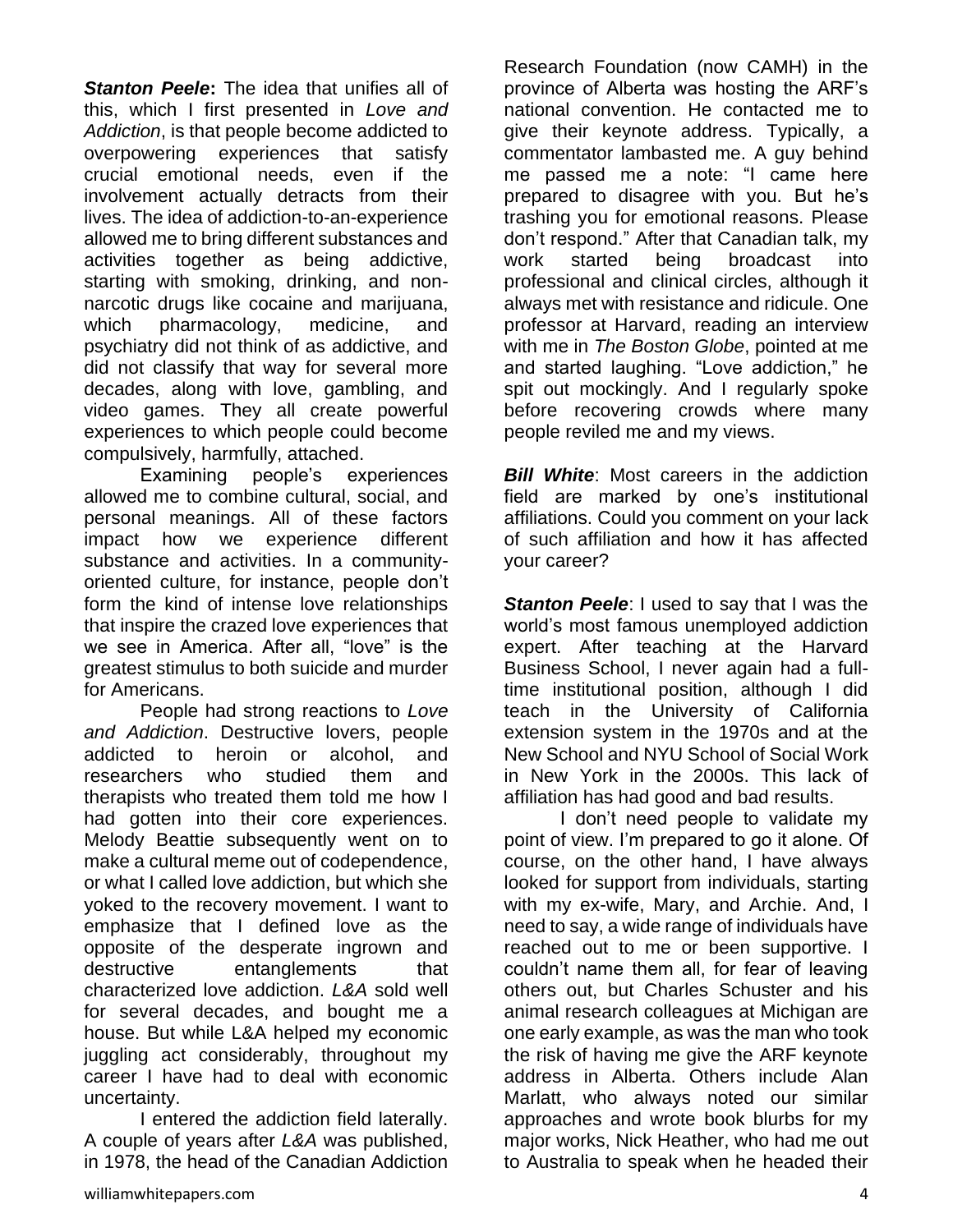***Stanton Peele*:** The idea that unifies all of this, which I first presented in *Love and Addiction*, is that people become addicted to overpowering experiences that satisfy crucial emotional needs, even if the involvement actually detracts from their lives. The idea of addiction-to-an-experience allowed me to bring different substances and activities together as being addictive, starting with smoking, drinking, and non-narcotic drugs like cocaine and marijuana, which pharmacology, medicine, and psychiatry did not think of as addictive, and did not classify that way for several more decades, along with love, gambling, and video games. They all create powerful experiences to which people could become compulsively, harmfully, attached.

Examining people's experiences allowed me to combine cultural, social, and personal meanings. All of these factors impact how we experience different substance and activities. In a community-oriented culture, for instance, people don't form the kind of intense love relationships that inspire the crazed love experiences that we see in America. After all, "love" is the greatest stimulus to both suicide and murder for Americans.

People had strong reactions to *Love and Addiction*. Destructive lovers, people addicted to heroin or alcohol, and researchers who studied them and therapists who treated them told me how I had gotten into their core experiences. Melody Beattie subsequently went on to make a cultural meme out of codependence, or what I called love addiction, but which she yoked to the recovery movement. I want to emphasize that I defined love as the opposite of the desperate ingrown and destructive entanglements that characterized love addiction. *L&A* sold well for several decades, and bought me a house. But while L&A helped my economic juggling act considerably, throughout my career I have had to deal with economic uncertainty.

I entered the addiction field laterally. A couple of years after *L&A* was published, in 1978, the head of the Canadian Addiction Research Foundation (now CAMH) in the province of Alberta was hosting the ARF's national convention. He contacted me to give their keynote address. Typically, a commentator lambasted me. A guy behind me passed me a note: "I came here prepared to disagree with you. But he's trashing you for emotional reasons. Please don't respond." After that Canadian talk, my work started being broadcast into professional and clinical circles, although it always met with resistance and ridicule. One professor at Harvard, reading an interview with me in *The Boston Globe*, pointed at me and started laughing. "Love addiction," he spit out mockingly. And I regularly spoke before recovering crowds where many people reviled me and my views.

***Bill White***: Most careers in the addiction field are marked by one's institutional affiliations. Could you comment on your lack of such affiliation and how it has affected your career?

***Stanton Peele***: I used to say that I was the world's most famous unemployed addiction expert. After teaching at the Harvard Business School, I never again had a full-time institutional position, although I did teach in the University of California extension system in the 1970s and at the New School and NYU School of Social Work in New York in the 2000s. This lack of affiliation has had good and bad results.

I don't need people to validate my point of view. I'm prepared to go it alone. Of course, on the other hand, I have always looked for support from individuals, starting with my ex-wife, Mary, and Archie. And, I need to say, a wide range of individuals have reached out to me or been supportive. I couldn't name them all, for fear of leaving others out, but Charles Schuster and his animal research colleagues at Michigan are one early example, as was the man who took the risk of having me give the ARF keynote address in Alberta. Others include Alan Marlatt, who always noted our similar approaches and wrote book blurbs for my major works, Nick Heather, who had me out to Australia to speak when he headed their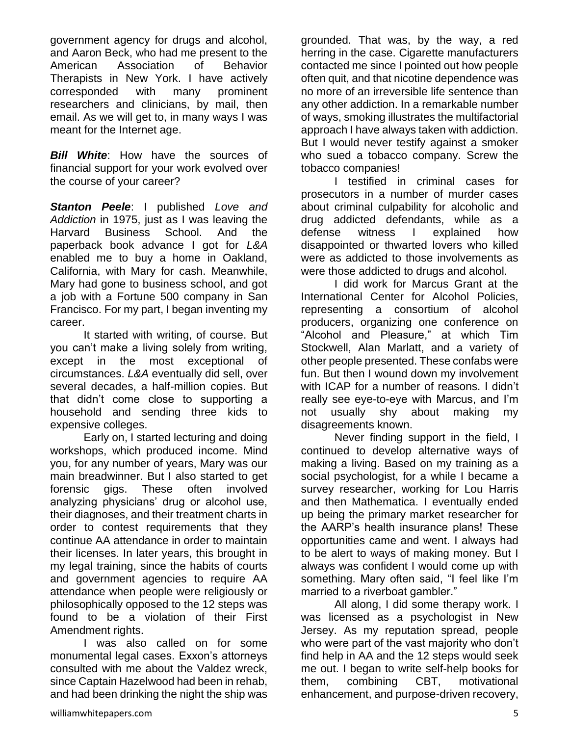government agency for drugs and alcohol, and Aaron Beck, who had me present to the American Association of Behavior Therapists in New York. I have actively corresponded with many prominent researchers and clinicians, by mail, then email. As we will get to, in many ways I was meant for the Internet age.

***Bill White***: How have the sources of financial support for your work evolved over the course of your career?

***Stanton Peele***: I published *Love and Addiction* in 1975, just as I was leaving the Harvard Business School. And the paperback book advance I got for *L&A* enabled me to buy a home in Oakland, California, with Mary for cash. Meanwhile, Mary had gone to business school, and got a job with a Fortune 500 company in San Francisco. For my part, I began inventing my career.

It started with writing, of course. But you can't make a living solely from writing, except in the most exceptional of circumstances. *L&A* eventually did sell, over several decades, a half-million copies. But that didn't come close to supporting a household and sending three kids to expensive colleges.

Early on, I started lecturing and doing workshops, which produced income. Mind you, for any number of years, Mary was our main breadwinner. But I also started to get forensic gigs. These often involved analyzing physicians' drug or alcohol use, their diagnoses, and their treatment charts in order to contest requirements that they continue AA attendance in order to maintain their licenses. In later years, this brought in my legal training, since the habits of courts and government agencies to require AA attendance when people were religiously or philosophically opposed to the 12 steps was found to be a violation of their First Amendment rights.

I was also called on for some monumental legal cases. Exxon's attorneys consulted with me about the Valdez wreck, since Captain Hazelwood had been in rehab, and had been drinking the night the ship was grounded. That was, by the way, a red herring in the case. Cigarette manufacturers contacted me since I pointed out how people often quit, and that nicotine dependence was no more of an irreversible life sentence than any other addiction. In a remarkable number of ways, smoking illustrates the multifactorial approach I have always taken with addiction. But I would never testify against a smoker who sued a tobacco company. Screw the tobacco companies!

I testified in criminal cases for prosecutors in a number of murder cases about criminal culpability for alcoholic and drug addicted defendants, while as a defense witness I explained how disappointed or thwarted lovers who killed were as addicted to those involvements as were those addicted to drugs and alcohol.

I did work for Marcus Grant at the International Center for Alcohol Policies, representing a consortium of alcohol producers, organizing one conference on "Alcohol and Pleasure," at which Tim Stockwell, Alan Marlatt, and a variety of other people presented. These confabs were fun. But then I wound down my involvement with ICAP for a number of reasons. I didn't really see eye-to-eye with Marcus, and I'm not usually shy about making my disagreements known.

Never finding support in the field, I continued to develop alternative ways of making a living. Based on my training as a social psychologist, for a while I became a survey researcher, working for Lou Harris and then Mathematica. I eventually ended up being the primary market researcher for the AARP's health insurance plans! These opportunities came and went. I always had to be alert to ways of making money. But I always was confident I would come up with something. Mary often said, "I feel like I'm married to a riverboat gambler."

All along, I did some therapy work. I was licensed as a psychologist in New Jersey. As my reputation spread, people who were part of the vast majority who don't find help in AA and the 12 steps would seek me out. I began to write self-help books for them, combining CBT, motivational enhancement, and purpose-driven recovery,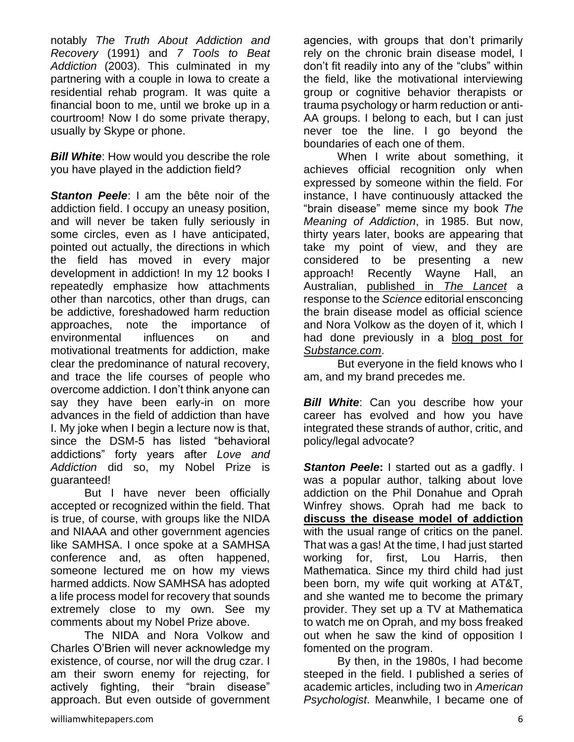notably *The Truth About Addiction and Recovery* (1991) and *7 Tools to Beat Addiction* (2003). This culminated in my partnering with a couple in Iowa to create a residential rehab program. It was quite a financial boon to me, until we broke up in a courtroom! Now I do some private therapy, usually by Skype or phone.

***Bill White***: How would you describe the role you have played in the addiction field?

***Stanton Peele***: I am the bête noir of the addiction field. I occupy an uneasy position, and will never be taken fully seriously in some circles, even as I have anticipated, pointed out actually, the directions in which the field has moved in every major development in addiction! In my 12 books I repeatedly emphasize how attachments other than narcotics, other than drugs, can be addictive, foreshadowed harm reduction approaches, note the importance of environmental influences on and motivational treatments for addiction, make clear the predominance of natural recovery, and trace the life courses of people who overcome addiction. I don't think anyone can say they have been early-in on more advances in the field of addiction than have I. My joke when I begin a lecture now is that, since the DSM-5 has listed "behavioral addictions" forty years after *Love and Addiction* did so, my Nobel Prize is guaranteed!

But I have never been officially accepted or recognized within the field. That is true, of course, with groups like the NIDA and NIAAA and other government agencies like SAMHSA. I once spoke at a SAMHSA conference and, as often happened, someone lectured me on how my views harmed addicts. Now SAMHSA has adopted a life process model for recovery that sounds extremely close to my own. See my comments about my Nobel Prize above.

The NIDA and Nora Volkow and Charles O'Brien will never acknowledge my existence, of course, nor will the drug czar. I am their sworn enemy for rejecting, for actively fighting, their "brain disease" approach. But even outside of government agencies, with groups that don't primarily rely on the chronic brain disease model, I don't fit readily into any of the "clubs" within the field, like the motivational interviewing group or cognitive behavior therapists or trauma psychology or harm reduction or anti-AA groups. I belong to each, but I can just never toe the line. I go beyond the boundaries of each one of them.

When I write about something, it achieves official recognition only when expressed by someone within the field. For instance, I have continuously attacked the "brain disease" meme since my book *The Meaning of Addiction*, in 1985. But now, thirty years later, books are appearing that take my point of view, and they are considered to be presenting a new approach! Recently Wayne Hall, an Australian, published in *The Lancet* a response to the *Science* editorial ensconcing the brain disease model as official science and Nora Volkow as the doyen of it, which I had done previously in a blog post for *Substance.com*.

But everyone in the field knows who I am, and my brand precedes me.

***Bill White***: Can you describe how your career has evolved and how you have integrated these strands of author, critic, and policy/legal advocate?

***Stanton Peele*:** I started out as a gadfly. I was a popular author, talking about love addiction on the Phil Donahue and Oprah Winfrey shows. Oprah had me back to **discuss the disease model of addiction** with the usual range of critics on the panel. That was a gas! At the time, I had just started working for, first, Lou Harris, then Mathematica. Since my third child had just been born, my wife quit working at AT&T, and she wanted me to become the primary provider. They set up a TV at Mathematica to watch me on Oprah, and my boss freaked out when he saw the kind of opposition I fomented on the program.

By then, in the 1980s, I had become steeped in the field. I published a series of academic articles, including two in *American Psychologist*. Meanwhile, I became one of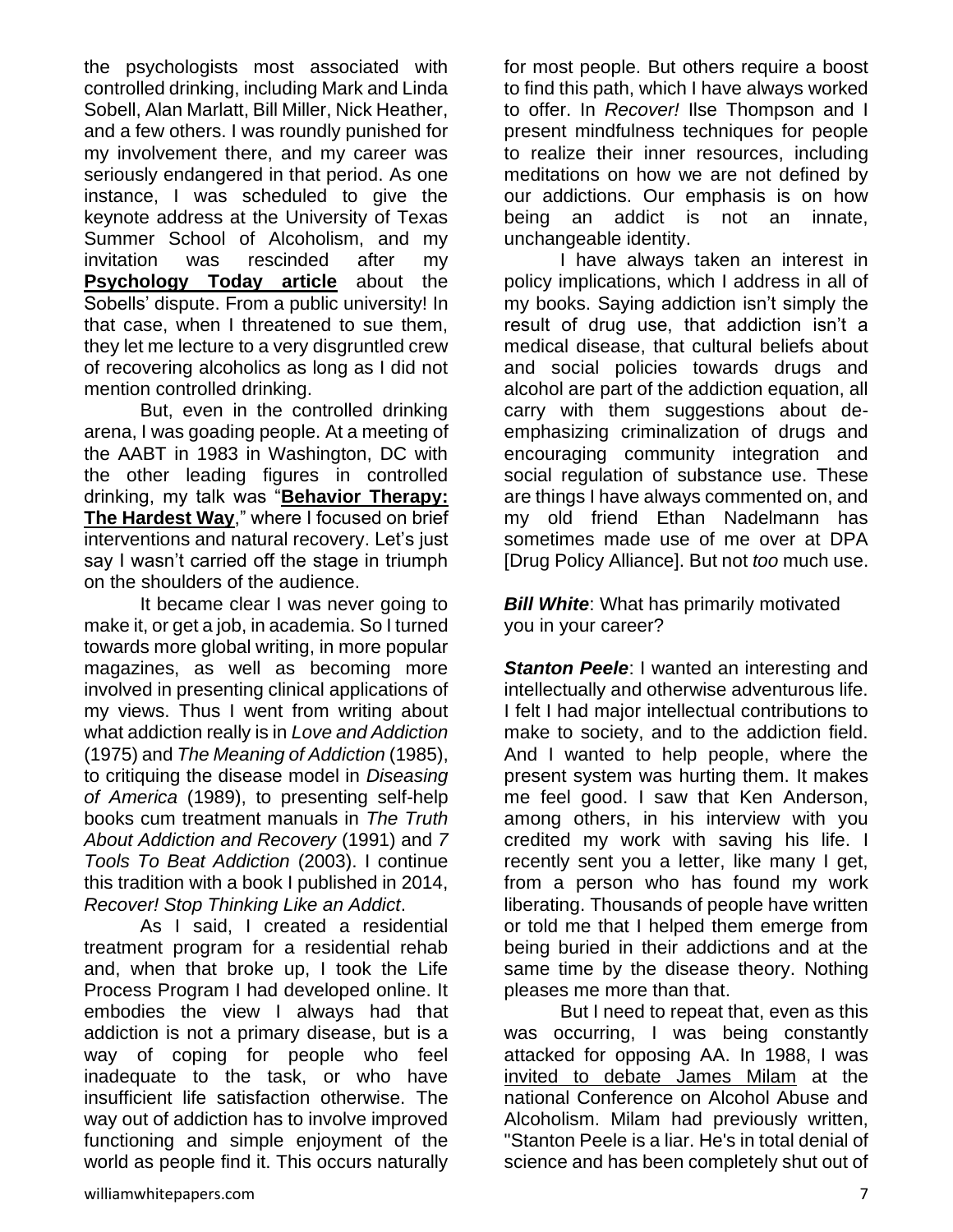the psychologists most associated with controlled drinking, including Mark and Linda Sobell, Alan Marlatt, Bill Miller, Nick Heather, and a few others. I was roundly punished for my involvement there, and my career was seriously endangered in that period. As one instance, I was scheduled to give the keynote address at the University of Texas Summer School of Alcoholism, and my invitation was rescinded after my **Psychology Today article** about the Sobells' dispute. From a public university! In that case, when I threatened to sue them, they let me lecture to a very disgruntled crew of recovering alcoholics as long as I did not mention controlled drinking.

But, even in the controlled drinking arena, I was goading people. At a meeting of the AABT in 1983 in Washington, DC with the other leading figures in controlled drinking, my talk was "**Behavior Therapy: The Hardest Way**," where I focused on brief interventions and natural recovery. Let's just say I wasn't carried off the stage in triumph on the shoulders of the audience.

It became clear I was never going to make it, or get a job, in academia. So I turned towards more global writing, in more popular magazines, as well as becoming more involved in presenting clinical applications of my views. Thus I went from writing about what addiction really is in *Love and Addiction* (1975) and *The Meaning of Addiction* (1985), to critiquing the disease model in *Diseasing of America* (1989), to presenting self-help books cum treatment manuals in *The Truth About Addiction and Recovery* (1991) and *7 Tools To Beat Addiction* (2003). I continue this tradition with a book I published in 2014, *Recover! Stop Thinking Like an Addict*.

As I said, I created a residential treatment program for a residential rehab and, when that broke up, I took the Life Process Program I had developed online. It embodies the view I always had that addiction is not a primary disease, but is a way of coping for people who feel inadequate to the task, or who have insufficient life satisfaction otherwise. The way out of addiction has to involve improved functioning and simple enjoyment of the world as people find it. This occurs naturally for most people. But others require a boost to find this path, which I have always worked to offer. In *Recover!* Ilse Thompson and I present mindfulness techniques for people to realize their inner resources, including meditations on how we are not defined by our addictions. Our emphasis is on how being an addict is not an innate, unchangeable identity.

I have always taken an interest in policy implications, which I address in all of my books. Saying addiction isn't simply the result of drug use, that addiction isn't a medical disease, that cultural beliefs about and social policies towards drugs and alcohol are part of the addiction equation, all carry with them suggestions about de-emphasizing criminalization of drugs and encouraging community integration and social regulation of substance use. These are things I have always commented on, and my old friend Ethan Nadelmann has sometimes made use of me over at DPA [Drug Policy Alliance]. But not *too* much use.

***Bill White***: What has primarily motivated you in your career?

***Stanton Peele***: I wanted an interesting and intellectually and otherwise adventurous life. I felt I had major intellectual contributions to make to society, and to the addiction field. And I wanted to help people, where the present system was hurting them. It makes me feel good. I saw that Ken Anderson, among others, in his interview with you credited my work with saving his life. I recently sent you a letter, like many I get, from a person who has found my work liberating. Thousands of people have written or told me that I helped them emerge from being buried in their addictions and at the same time by the disease theory. Nothing pleases me more than that.

But I need to repeat that, even as this was occurring, I was being constantly attacked for opposing AA. In 1988, I was invited to debate James Milam at the national Conference on Alcohol Abuse and Alcoholism. Milam had previously written, "Stanton Peele is a liar. He's in total denial of science and has been completely shut out of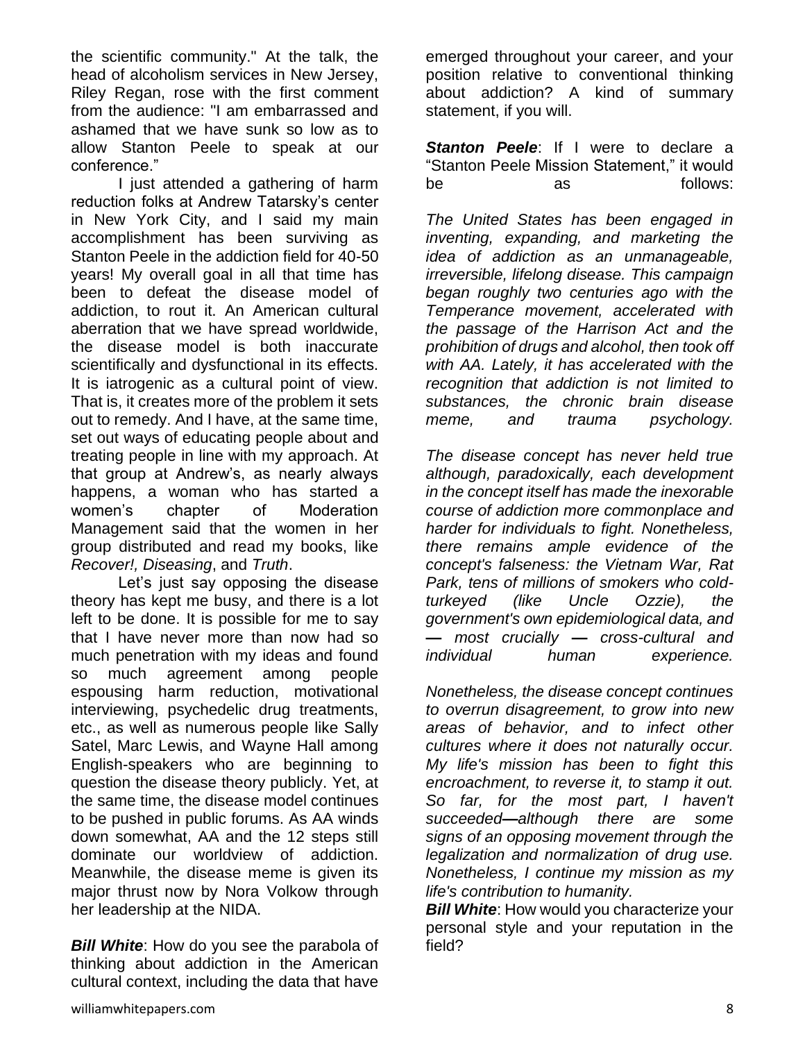the scientific community." At the talk, the head of alcoholism services in New Jersey, Riley Regan, rose with the first comment from the audience: "I am embarrassed and ashamed that we have sunk so low as to allow Stanton Peele to speak at our conference."

I just attended a gathering of harm reduction folks at Andrew Tatarsky's center in New York City, and I said my main accomplishment has been surviving as Stanton Peele in the addiction field for 40-50 years! My overall goal in all that time has been to defeat the disease model of addiction, to rout it. An American cultural aberration that we have spread worldwide, the disease model is both inaccurate scientifically and dysfunctional in its effects. It is iatrogenic as a cultural point of view. That is, it creates more of the problem it sets out to remedy. And I have, at the same time, set out ways of educating people about and treating people in line with my approach. At that group at Andrew's, as nearly always happens, a woman who has started a women's chapter of Moderation Management said that the women in her group distributed and read my books, like *Recover!, Diseasing*, and *Truth*.

Let's just say opposing the disease theory has kept me busy, and there is a lot left to be done. It is possible for me to say that I have never more than now had so much penetration with my ideas and found so much agreement among people espousing harm reduction, motivational interviewing, psychedelic drug treatments, etc., as well as numerous people like Sally Satel, Marc Lewis, and Wayne Hall among English-speakers who are beginning to question the disease theory publicly. Yet, at the same time, the disease model continues to be pushed in public forums. As AA winds down somewhat, AA and the 12 steps still dominate our worldview of addiction. Meanwhile, the disease meme is given its major thrust now by Nora Volkow through her leadership at the NIDA.

***Bill White***: How do you see the parabola of thinking about addiction in the American cultural context, including the data that have emerged throughout your career, and your position relative to conventional thinking about addiction? A kind of summary statement, if you will.

***Stanton Peele***: If I were to declare a "Stanton Peele Mission Statement," it would be as follows:

*The United States has been engaged in inventing, expanding, and marketing the idea of addiction as an unmanageable, irreversible, lifelong disease. This campaign began roughly two centuries ago with the Temperance movement, accelerated with the passage of the Harrison Act and the prohibition of drugs and alcohol, then took off with AA. Lately, it has accelerated with the recognition that addiction is not limited to substances, the chronic brain disease meme, and trauma psychology.*

*The disease concept has never held true although, paradoxically, each development in the concept itself has made the inexorable course of addiction more commonplace and harder for individuals to fight. Nonetheless, there remains ample evidence of the concept's falseness: the Vietnam War, Rat Park, tens of millions of smokers who cold-turkeyed (like Uncle Ozzie), the government's own epidemiological data, and* **—** *most crucially* **—** *cross-cultural and individual human experience.*

*Nonetheless, the disease concept continues to overrun disagreement, to grow into new areas of behavior, and to infect other cultures where it does not naturally occur. My life's mission has been to fight this encroachment, to reverse it, to stamp it out. So far, for the most part, I haven't succeeded***—***although there are some signs of an opposing movement through the legalization and normalization of drug use. Nonetheless, I continue my mission as my life's contribution to humanity.*

***Bill White***: How would you characterize your personal style and your reputation in the field?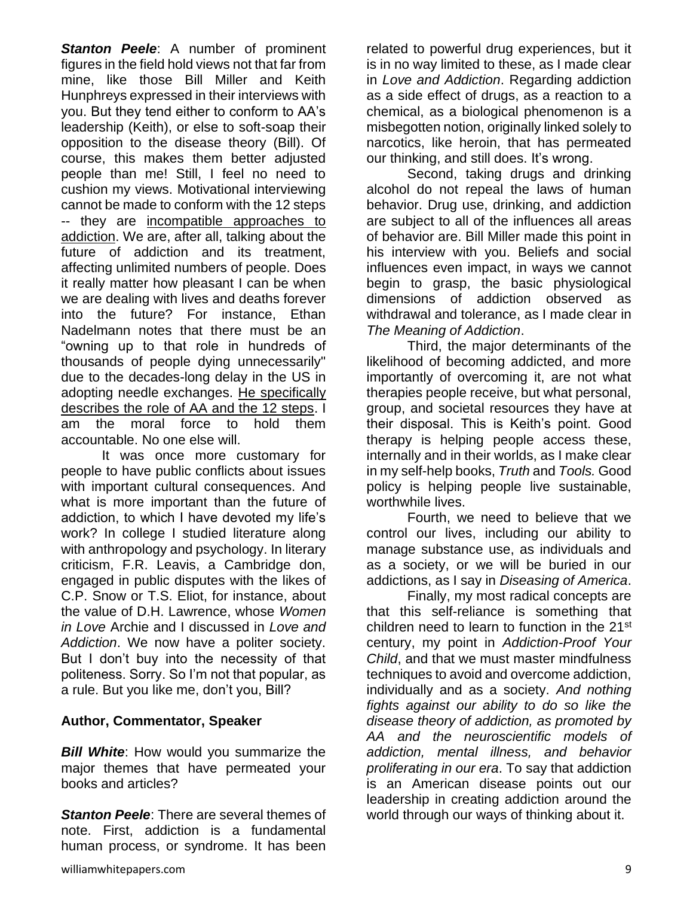***Stanton Peele***: A number of prominent figures in the field hold views not that far from mine, like those Bill Miller and Keith Hunphreys expressed in their interviews with you. But they tend either to conform to AA's leadership (Keith), or else to soft-soap their opposition to the disease theory (Bill). Of course, this makes them better adjusted people than me! Still, I feel no need to cushion my views. Motivational interviewing cannot be made to conform with the 12 steps -- they are incompatible approaches to addiction. We are, after all, talking about the future of addiction and its treatment, affecting unlimited numbers of people. Does it really matter how pleasant I can be when we are dealing with lives and deaths forever into the future? For instance, Ethan Nadelmann notes that there must be an "owning up to that role in hundreds of thousands of people dying unnecessarily" due to the decades-long delay in the US in adopting needle exchanges. He specifically describes the role of AA and the 12 steps. I am the moral force to hold them accountable. No one else will.

It was once more customary for people to have public conflicts about issues with important cultural consequences. And what is more important than the future of addiction, to which I have devoted my life's work? In college I studied literature along with anthropology and psychology. In literary criticism, F.R. Leavis, a Cambridge don, engaged in public disputes with the likes of C.P. Snow or T.S. Eliot, for instance, about the value of D.H. Lawrence, whose *Women in Love* Archie and I discussed in *Love and Addiction*. We now have a politer society. But I don't buy into the necessity of that politeness. Sorry. So I'm not that popular, as a rule. But you like me, don't you, Bill?

**Author, Commentator, Speaker**

***Bill White***: How would you summarize the major themes that have permeated your books and articles?

***Stanton Peele***: There are several themes of note. First, addiction is a fundamental human process, or syndrome. It has been related to powerful drug experiences, but it is in no way limited to these, as I made clear in *Love and Addiction*. Regarding addiction as a side effect of drugs, as a reaction to a chemical, as a biological phenomenon is a misbegotten notion, originally linked solely to narcotics, like heroin, that has permeated our thinking, and still does. It's wrong.

Second, taking drugs and drinking alcohol do not repeal the laws of human behavior. Drug use, drinking, and addiction are subject to all of the influences all areas of behavior are. Bill Miller made this point in his interview with you. Beliefs and social influences even impact, in ways we cannot begin to grasp, the basic physiological dimensions of addiction observed as withdrawal and tolerance, as I made clear in *The Meaning of Addiction*.

Third, the major determinants of the likelihood of becoming addicted, and more importantly of overcoming it, are not what therapies people receive, but what personal, group, and societal resources they have at their disposal. This is Keith's point. Good therapy is helping people access these, internally and in their worlds, as I make clear in my self-help books, *Truth* and *Tools.* Good policy is helping people live sustainable, worthwhile lives.

Fourth, we need to believe that we control our lives, including our ability to manage substance use, as individuals and as a society, or we will be buried in our addictions, as I say in *Diseasing of America*.

Finally, my most radical concepts are that this self-reliance is something that children need to learn to function in the 21st century, my point in *Addiction-Proof Your Child*, and that we must master mindfulness techniques to avoid and overcome addiction, individually and as a society. *And nothing fights against our ability to do so like the disease theory of addiction, as promoted by AA and the neuroscientific models of addiction, mental illness, and behavior proliferating in our era*. To say that addiction is an American disease points out our leadership in creating addiction around the world through our ways of thinking about it.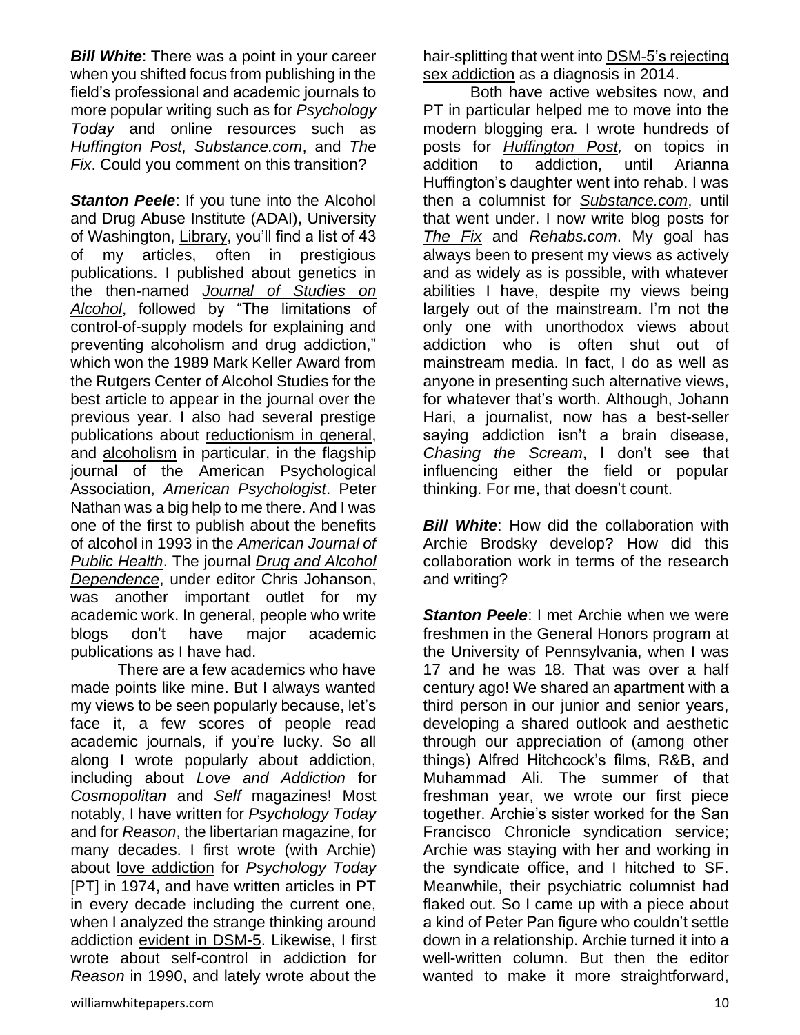***Bill White***: There was a point in your career when you shifted focus from publishing in the field's professional and academic journals to more popular writing such as for *Psychology Today* and online resources such as *Huffington Post*, *Substance.com*, and *The Fix*. Could you comment on this transition?

***Stanton Peele***: If you tune into the Alcohol and Drug Abuse Institute (ADAI), University of Washington, Library, you'll find a list of 43 of my articles, often in prestigious publications. I published about genetics in the then-named *Journal of Studies on Alcohol*, followed by "The limitations of control-of-supply models for explaining and preventing alcoholism and drug addiction," which won the 1989 Mark Keller Award from the Rutgers Center of Alcohol Studies for the best article to appear in the journal over the previous year. I also had several prestige publications about reductionism in general, and alcoholism in particular, in the flagship journal of the American Psychological Association, *American Psychologist*. Peter Nathan was a big help to me there. And I was one of the first to publish about the benefits of alcohol in 1993 in the *American Journal of Public Health*. The journal *Drug and Alcohol Dependence*, under editor Chris Johanson, was another important outlet for my academic work. In general, people who write blogs don't have major academic publications as I have had.

There are a few academics who have made points like mine. But I always wanted my views to be seen popularly because, let's face it, a few scores of people read academic journals, if you're lucky. So all along I wrote popularly about addiction, including about *Love and Addiction* for *Cosmopolitan* and *Self* magazines! Most notably, I have written for *Psychology Today* and for *Reason*, the libertarian magazine, for many decades. I first wrote (with Archie) about love addiction for *Psychology Today* [PT] in 1974, and have written articles in PT in every decade including the current one, when I analyzed the strange thinking around addiction evident in DSM-5. Likewise, I first wrote about self-control in addiction for *Reason* in 1990, and lately wrote about the hair-splitting that went into DSM-5's rejecting sex addiction as a diagnosis in 2014.

Both have active websites now, and PT in particular helped me to move into the modern blogging era. I wrote hundreds of posts for *Huffington Post,* on topics in addition to addiction, until Arianna Huffington's daughter went into rehab. I was then a columnist for *Substance.com*, until that went under. I now write blog posts for *The Fix* and *Rehabs.com*. My goal has always been to present my views as actively and as widely as is possible, with whatever abilities I have, despite my views being largely out of the mainstream. I'm not the only one with unorthodox views about addiction who is often shut out of mainstream media. In fact, I do as well as anyone in presenting such alternative views, for whatever that's worth. Although, Johann Hari, a journalist, now has a best-seller saying addiction isn't a brain disease, *Chasing the Scream*, I don't see that influencing either the field or popular thinking. For me, that doesn't count.

***Bill White***: How did the collaboration with Archie Brodsky develop? How did this collaboration work in terms of the research and writing?

***Stanton Peele***: I met Archie when we were freshmen in the General Honors program at the University of Pennsylvania, when I was 17 and he was 18. That was over a half century ago! We shared an apartment with a third person in our junior and senior years, developing a shared outlook and aesthetic through our appreciation of (among other things) Alfred Hitchcock's films, R&B, and Muhammad Ali. The summer of that freshman year, we wrote our first piece together. Archie's sister worked for the San Francisco Chronicle syndication service; Archie was staying with her and working in the syndicate office, and I hitched to SF. Meanwhile, their psychiatric columnist had flaked out. So I came up with a piece about a kind of Peter Pan figure who couldn't settle down in a relationship. Archie turned it into a well-written column. But then the editor wanted to make it more straightforward,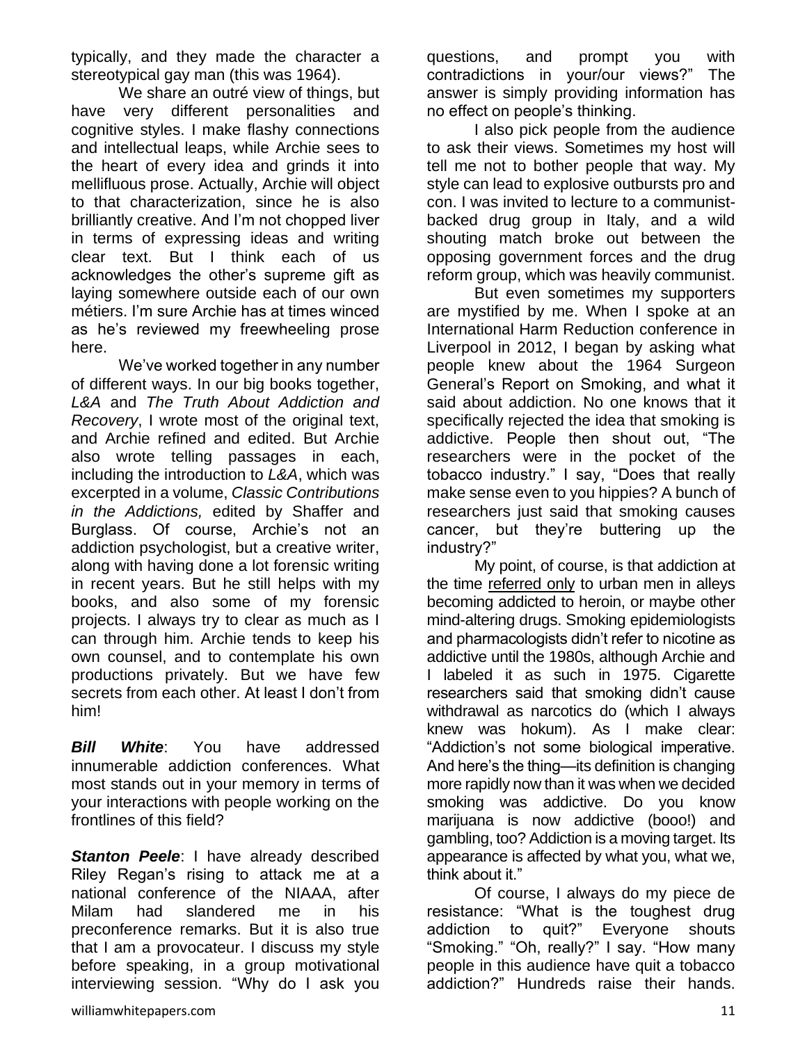typically, and they made the character a stereotypical gay man (this was 1964).

We share an outré view of things, but have very different personalities and cognitive styles. I make flashy connections and intellectual leaps, while Archie sees to the heart of every idea and grinds it into mellifluous prose. Actually, Archie will object to that characterization, since he is also brilliantly creative. And I'm not chopped liver in terms of expressing ideas and writing clear text. But I think each of us acknowledges the other's supreme gift as laying somewhere outside each of our own métiers. I'm sure Archie has at times winced as he's reviewed my freewheeling prose here.

We've worked together in any number of different ways. In our big books together, *L&A* and *The Truth About Addiction and Recovery*, I wrote most of the original text, and Archie refined and edited. But Archie also wrote telling passages in each, including the introduction to *L&A*, which was excerpted in a volume, *Classic Contributions in the Addictions,* edited by Shaffer and Burglass. Of course, Archie's not an addiction psychologist, but a creative writer, along with having done a lot forensic writing in recent years. But he still helps with my books, and also some of my forensic projects. I always try to clear as much as I can through him. Archie tends to keep his own counsel, and to contemplate his own productions privately. But we have few secrets from each other. At least I don't from him!

***Bill White***: You have addressed innumerable addiction conferences. What most stands out in your memory in terms of your interactions with people working on the frontlines of this field?

***Stanton Peele***: I have already described Riley Regan's rising to attack me at a national conference of the NIAAA, after Milam had slandered me in his preconference remarks. But it is also true that I am a provocateur. I discuss my style before speaking, in a group motivational interviewing session. "Why do I ask you questions, and prompt you with contradictions in your/our views?" The answer is simply providing information has no effect on people's thinking.

I also pick people from the audience to ask their views. Sometimes my host will tell me not to bother people that way. My style can lead to explosive outbursts pro and con. I was invited to lecture to a communist-backed drug group in Italy, and a wild shouting match broke out between the opposing government forces and the drug reform group, which was heavily communist.

But even sometimes my supporters are mystified by me. When I spoke at an International Harm Reduction conference in Liverpool in 2012, I began by asking what people knew about the 1964 Surgeon General's Report on Smoking, and what it said about addiction. No one knows that it specifically rejected the idea that smoking is addictive. People then shout out, "The researchers were in the pocket of the tobacco industry." I say, "Does that really make sense even to you hippies? A bunch of researchers just said that smoking causes cancer, but they're buttering up the industry?"

My point, of course, is that addiction at the time referred only to urban men in alleys becoming addicted to heroin, or maybe other mind-altering drugs. Smoking epidemiologists and pharmacologists didn't refer to nicotine as addictive until the 1980s, although Archie and I labeled it as such in 1975. Cigarette researchers said that smoking didn't cause withdrawal as narcotics do (which I always knew was hokum). As I make clear: "Addiction's not some biological imperative. And here's the thing—its definition is changing more rapidly now than it was when we decided smoking was addictive. Do you know marijuana is now addictive (booo!) and gambling, too? Addiction is a moving target. Its appearance is affected by what you, what we, think about it."

Of course, I always do my piece de resistance: "What is the toughest drug addiction to quit?" Everyone shouts "Smoking." "Oh, really?" I say. "How many people in this audience have quit a tobacco addiction?" Hundreds raise their hands.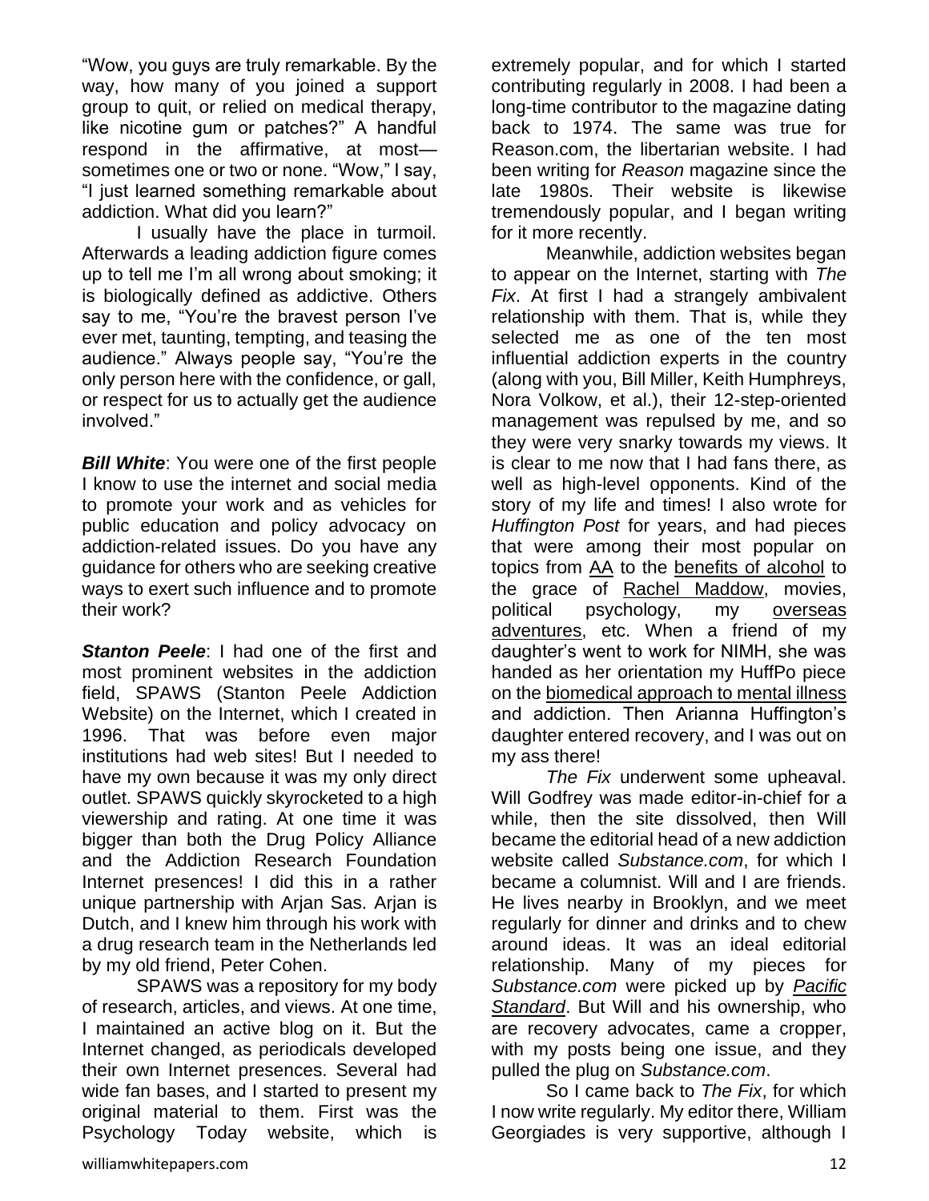"Wow, you guys are truly remarkable. By the way, how many of you joined a support group to quit, or relied on medical therapy, like nicotine gum or patches?" A handful respond in the affirmative, at most—sometimes one or two or none. "Wow," I say, "I just learned something remarkable about addiction. What did you learn?"

I usually have the place in turmoil. Afterwards a leading addiction figure comes up to tell me I'm all wrong about smoking; it is biologically defined as addictive. Others say to me, "You're the bravest person I've ever met, taunting, tempting, and teasing the audience." Always people say, "You're the only person here with the confidence, or gall, or respect for us to actually get the audience involved."

***Bill White***: You were one of the first people I know to use the internet and social media to promote your work and as vehicles for public education and policy advocacy on addiction-related issues. Do you have any guidance for others who are seeking creative ways to exert such influence and to promote their work?

***Stanton Peele***: I had one of the first and most prominent websites in the addiction field, SPAWS (Stanton Peele Addiction Website) on the Internet, which I created in 1996. That was before even major institutions had web sites! But I needed to have my own because it was my only direct outlet. SPAWS quickly skyrocketed to a high viewership and rating. At one time it was bigger than both the Drug Policy Alliance and the Addiction Research Foundation Internet presences! I did this in a rather unique partnership with Arjan Sas. Arjan is Dutch, and I knew him through his work with a drug research team in the Netherlands led by my old friend, Peter Cohen.

SPAWS was a repository for my body of research, articles, and views. At one time, I maintained an active blog on it. But the Internet changed, as periodicals developed their own Internet presences. Several had wide fan bases, and I started to present my original material to them. First was the Psychology Today website, which is extremely popular, and for which I started contributing regularly in 2008. I had been a long-time contributor to the magazine dating back to 1974. The same was true for Reason.com, the libertarian website. I had been writing for *Reason* magazine since the late 1980s. Their website is likewise tremendously popular, and I began writing for it more recently.

Meanwhile, addiction websites began to appear on the Internet, starting with *The Fix*. At first I had a strangely ambivalent relationship with them. That is, while they selected me as one of the ten most influential addiction experts in the country (along with you, Bill Miller, Keith Humphreys, Nora Volkow, et al.), their 12-step-oriented management was repulsed by me, and so they were very snarky towards my views. It is clear to me now that I had fans there, as well as high-level opponents. Kind of the story of my life and times! I also wrote for *Huffington Post* for years, and had pieces that were among their most popular on topics from AA to the benefits of alcohol to the grace of Rachel Maddow, movies, political psychology, my overseas adventures, etc. When a friend of my daughter's went to work for NIMH, she was handed as her orientation my HuffPo piece on the biomedical approach to mental illness and addiction. Then Arianna Huffington's daughter entered recovery, and I was out on my ass there!

*The Fix* underwent some upheaval. Will Godfrey was made editor-in-chief for a while, then the site dissolved, then Will became the editorial head of a new addiction website called *Substance.com*, for which I became a columnist. Will and I are friends. He lives nearby in Brooklyn, and we meet regularly for dinner and drinks and to chew around ideas. It was an ideal editorial relationship. Many of my pieces for *Substance.com* were picked up by *Pacific Standard*. But Will and his ownership, who are recovery advocates, came a cropper, with my posts being one issue, and they pulled the plug on *Substance.com*.

So I came back to *The Fix*, for which I now write regularly. My editor there, William Georgiades is very supportive, although I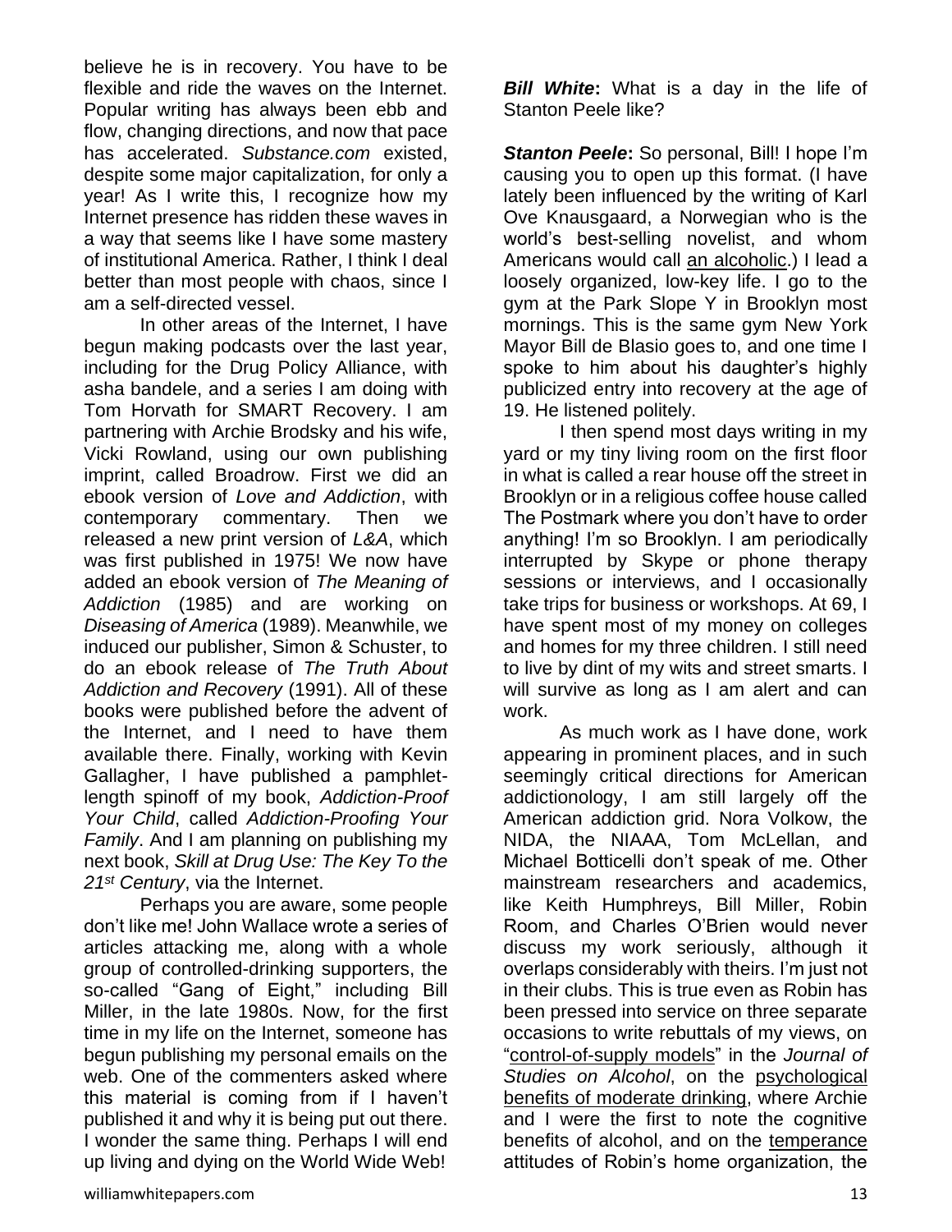believe he is in recovery. You have to be flexible and ride the waves on the Internet. Popular writing has always been ebb and flow, changing directions, and now that pace has accelerated. *Substance.com* existed, despite some major capitalization, for only a year! As I write this, I recognize how my Internet presence has ridden these waves in a way that seems like I have some mastery of institutional America. Rather, I think I deal better than most people with chaos, since I am a self-directed vessel.

In other areas of the Internet, I have begun making podcasts over the last year, including for the Drug Policy Alliance, with asha bandele, and a series I am doing with Tom Horvath for SMART Recovery. I am partnering with Archie Brodsky and his wife, Vicki Rowland, using our own publishing imprint, called Broadrow. First we did an ebook version of *Love and Addiction*, with contemporary commentary. Then we released a new print version of *L&A*, which was first published in 1975! We now have added an ebook version of *The Meaning of Addiction* (1985) and are working on *Diseasing of America* (1989). Meanwhile, we induced our publisher, Simon & Schuster, to do an ebook release of *The Truth About Addiction and Recovery* (1991). All of these books were published before the advent of the Internet, and I need to have them available there. Finally, working with Kevin Gallagher, I have published a pamphlet-length spinoff of my book, *Addiction-Proof Your Child*, called *Addiction-Proofing Your Family*. And I am planning on publishing my next book, *Skill at Drug Use: The Key To the 21st Century*, via the Internet.

Perhaps you are aware, some people don't like me! John Wallace wrote a series of articles attacking me, along with a whole group of controlled-drinking supporters, the so-called "Gang of Eight," including Bill Miller, in the late 1980s. Now, for the first time in my life on the Internet, someone has begun publishing my personal emails on the web. One of the commenters asked where this material is coming from if I haven't published it and why it is being put out there. I wonder the same thing. Perhaps I will end up living and dying on the World Wide Web!

***Bill White*:** What is a day in the life of Stanton Peele like?

***Stanton Peele*:** So personal, Bill! I hope I'm causing you to open up this format. (I have lately been influenced by the writing of Karl Ove Knausgaard, a Norwegian who is the world's best-selling novelist, and whom Americans would call an alcoholic.) I lead a loosely organized, low-key life. I go to the gym at the Park Slope Y in Brooklyn most mornings. This is the same gym New York Mayor Bill de Blasio goes to, and one time I spoke to him about his daughter's highly publicized entry into recovery at the age of 19. He listened politely.

I then spend most days writing in my yard or my tiny living room on the first floor in what is called a rear house off the street in Brooklyn or in a religious coffee house called The Postmark where you don't have to order anything! I'm so Brooklyn. I am periodically interrupted by Skype or phone therapy sessions or interviews, and I occasionally take trips for business or workshops. At 69, I have spent most of my money on colleges and homes for my three children. I still need to live by dint of my wits and street smarts. I will survive as long as I am alert and can work.

As much work as I have done, work appearing in prominent places, and in such seemingly critical directions for American addictionology, I am still largely off the American addiction grid. Nora Volkow, the NIDA, the NIAAA, Tom McLellan, and Michael Botticelli don't speak of me. Other mainstream researchers and academics, like Keith Humphreys, Bill Miller, Robin Room, and Charles O'Brien would never discuss my work seriously, although it overlaps considerably with theirs. I'm just not in their clubs. This is true even as Robin has been pressed into service on three separate occasions to write rebuttals of my views, on "control-of-supply models" in the *Journal of Studies on Alcohol*, on the psychological benefits of moderate drinking, where Archie and I were the first to note the cognitive benefits of alcohol, and on the temperance attitudes of Robin's home organization, the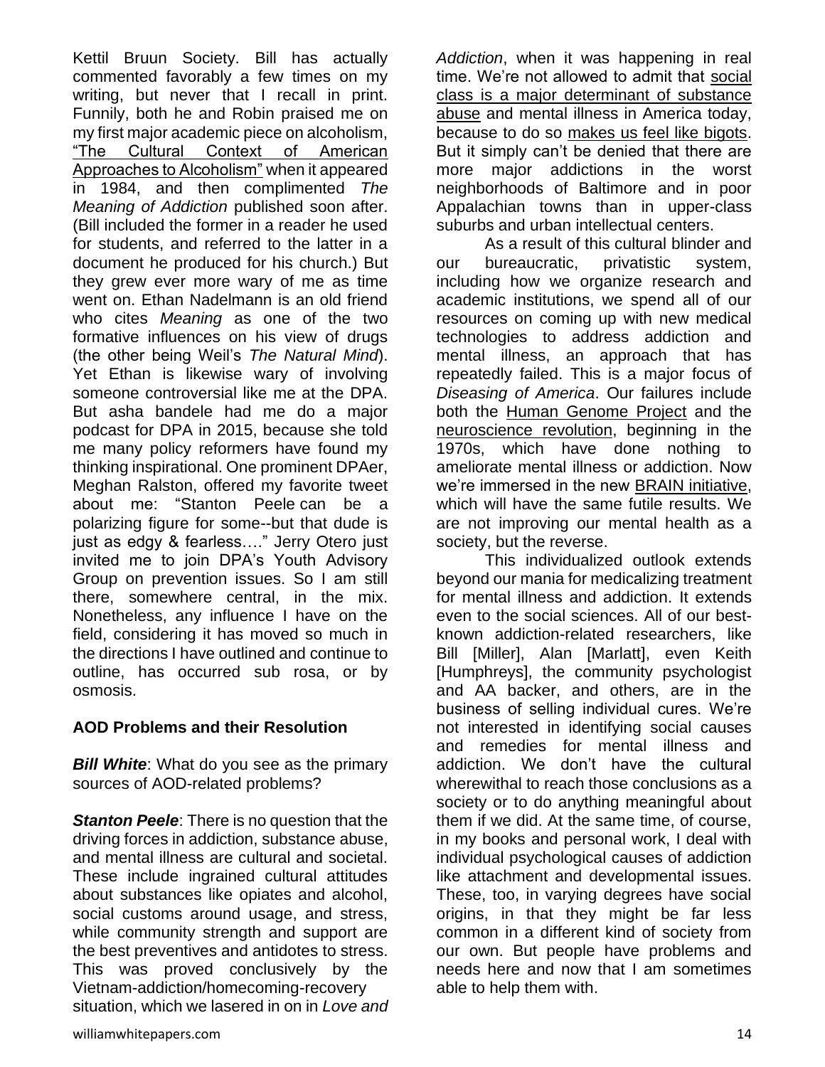Kettil Bruun Society. Bill has actually commented favorably a few times on my writing, but never that I recall in print. Funnily, both he and Robin praised me on my first major academic piece on alcoholism, "The Cultural Context of American Approaches to Alcoholism" when it appeared in 1984, and then complimented *The Meaning of Addiction* published soon after. (Bill included the former in a reader he used for students, and referred to the latter in a document he produced for his church.) But they grew ever more wary of me as time went on. Ethan Nadelmann is an old friend who cites *Meaning* as one of the two formative influences on his view of drugs (the other being Weil's *The Natural Mind*). Yet Ethan is likewise wary of involving someone controversial like me at the DPA. But asha bandele had me do a major podcast for DPA in 2015, because she told me many policy reformers have found my thinking inspirational. One prominent DPAer, Meghan Ralston, offered my favorite tweet about me: "Stanton Peele can be a polarizing figure for some--but that dude is just as edgy & fearless…." Jerry Otero just invited me to join DPA's Youth Advisory Group on prevention issues. So I am still there, somewhere central, in the mix. Nonetheless, any influence I have on the field, considering it has moved so much in the directions I have outlined and continue to outline, has occurred sub rosa, or by osmosis.

## AOD Problems and their Resolution

***Bill White***: What do you see as the primary sources of AOD-related problems?

***Stanton Peele***: There is no question that the driving forces in addiction, substance abuse, and mental illness are cultural and societal. These include ingrained cultural attitudes about substances like opiates and alcohol, social customs around usage, and stress, while community strength and support are the best preventives and antidotes to stress. This was proved conclusively by the Vietnam-addiction/homecoming-recovery situation, which we lasered in on in *Love and Addiction*, when it was happening in real time. We're not allowed to admit that social class is a major determinant of substance abuse and mental illness in America today, because to do so makes us feel like bigots. But it simply can't be denied that there are more major addictions in the worst neighborhoods of Baltimore and in poor Appalachian towns than in upper-class suburbs and urban intellectual centers.

As a result of this cultural blinder and our bureaucratic, privatistic system, including how we organize research and academic institutions, we spend all of our resources on coming up with new medical technologies to address addiction and mental illness, an approach that has repeatedly failed. This is a major focus of *Diseasing of America*. Our failures include both the Human Genome Project and the neuroscience revolution, beginning in the 1970s, which have done nothing to ameliorate mental illness or addiction. Now we're immersed in the new BRAIN initiative, which will have the same futile results. We are not improving our mental health as a society, but the reverse.

This individualized outlook extends beyond our mania for medicalizing treatment for mental illness and addiction. It extends even to the social sciences. All of our best-known addiction-related researchers, like Bill [Miller], Alan [Marlatt], even Keith [Humphreys], the community psychologist and AA backer, and others, are in the business of selling individual cures. We're not interested in identifying social causes and remedies for mental illness and addiction. We don't have the cultural wherewithal to reach those conclusions as a society or to do anything meaningful about them if we did. At the same time, of course, in my books and personal work, I deal with individual psychological causes of addiction like attachment and developmental issues. These, too, in varying degrees have social origins, in that they might be far less common in a different kind of society from our own. But people have problems and needs here and now that I am sometimes able to help them with.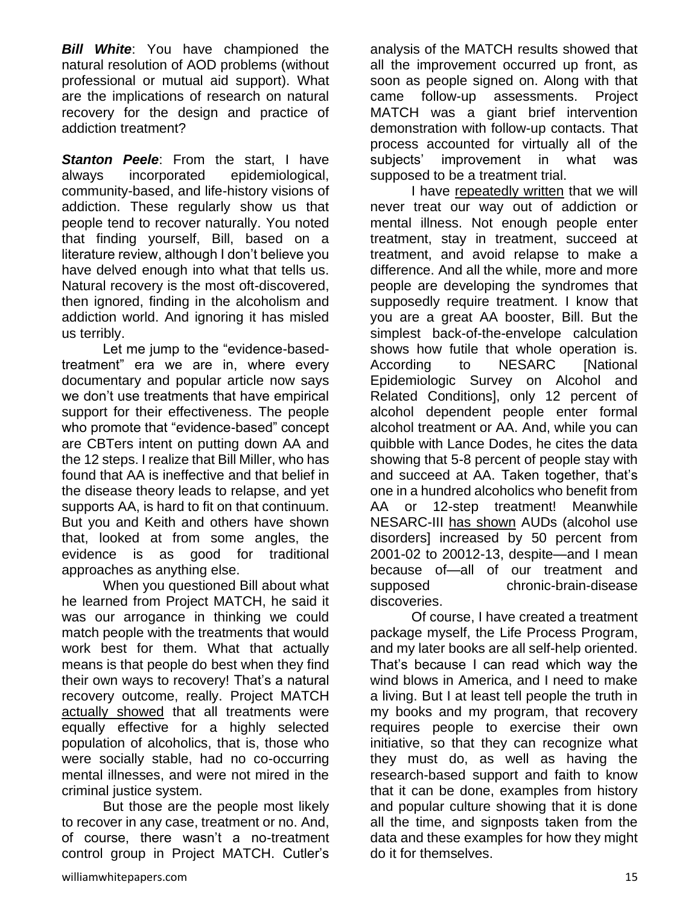***Bill White***: You have championed the natural resolution of AOD problems (without professional or mutual aid support). What are the implications of research on natural recovery for the design and practice of addiction treatment?

***Stanton Peele***: From the start, I have always incorporated epidemiological, community-based, and life-history visions of addiction. These regularly show us that people tend to recover naturally. You noted that finding yourself, Bill, based on a literature review, although I don't believe you have delved enough into what that tells us. Natural recovery is the most oft-discovered, then ignored, finding in the alcoholism and addiction world. And ignoring it has misled us terribly.

Let me jump to the "evidence-based-treatment" era we are in, where every documentary and popular article now says we don't use treatments that have empirical support for their effectiveness. The people who promote that "evidence-based" concept are CBTers intent on putting down AA and the 12 steps. I realize that Bill Miller, who has found that AA is ineffective and that belief in the disease theory leads to relapse, and yet supports AA, is hard to fit on that continuum. But you and Keith and others have shown that, looked at from some angles, the evidence is as good for traditional approaches as anything else.

When you questioned Bill about what he learned from Project MATCH, he said it was our arrogance in thinking we could match people with the treatments that would work best for them. What that actually means is that people do best when they find their own ways to recovery! That's a natural recovery outcome, really. Project MATCH actually showed that all treatments were equally effective for a highly selected population of alcoholics, that is, those who were socially stable, had no co-occurring mental illnesses, and were not mired in the criminal justice system.

But those are the people most likely to recover in any case, treatment or no. And, of course, there wasn't a no-treatment control group in Project MATCH. Cutler's analysis of the MATCH results showed that all the improvement occurred up front, as soon as people signed on. Along with that came follow-up assessments. Project MATCH was a giant brief intervention demonstration with follow-up contacts. That process accounted for virtually all of the subjects' improvement in what was supposed to be a treatment trial.

I have repeatedly written that we will never treat our way out of addiction or mental illness. Not enough people enter treatment, stay in treatment, succeed at treatment, and avoid relapse to make a difference. And all the while, more and more people are developing the syndromes that supposedly require treatment. I know that you are a great AA booster, Bill. But the simplest back-of-the-envelope calculation shows how futile that whole operation is. According to NESARC [National Epidemiologic Survey on Alcohol and Related Conditions], only 12 percent of alcohol dependent people enter formal alcohol treatment or AA. And, while you can quibble with Lance Dodes, he cites the data showing that 5-8 percent of people stay with and succeed at AA. Taken together, that's one in a hundred alcoholics who benefit from AA or 12-step treatment! Meanwhile NESARC-III has shown AUDs (alcohol use disorders] increased by 50 percent from 2001-02 to 20012-13, despite—and I mean because of—all of our treatment and supposed chronic-brain-disease discoveries.

Of course, I have created a treatment package myself, the Life Process Program, and my later books are all self-help oriented. That's because I can read which way the wind blows in America, and I need to make a living. But I at least tell people the truth in my books and my program, that recovery requires people to exercise their own initiative, so that they can recognize what they must do, as well as having the research-based support and faith to know that it can be done, examples from history and popular culture showing that it is done all the time, and signposts taken from the data and these examples for how they might do it for themselves.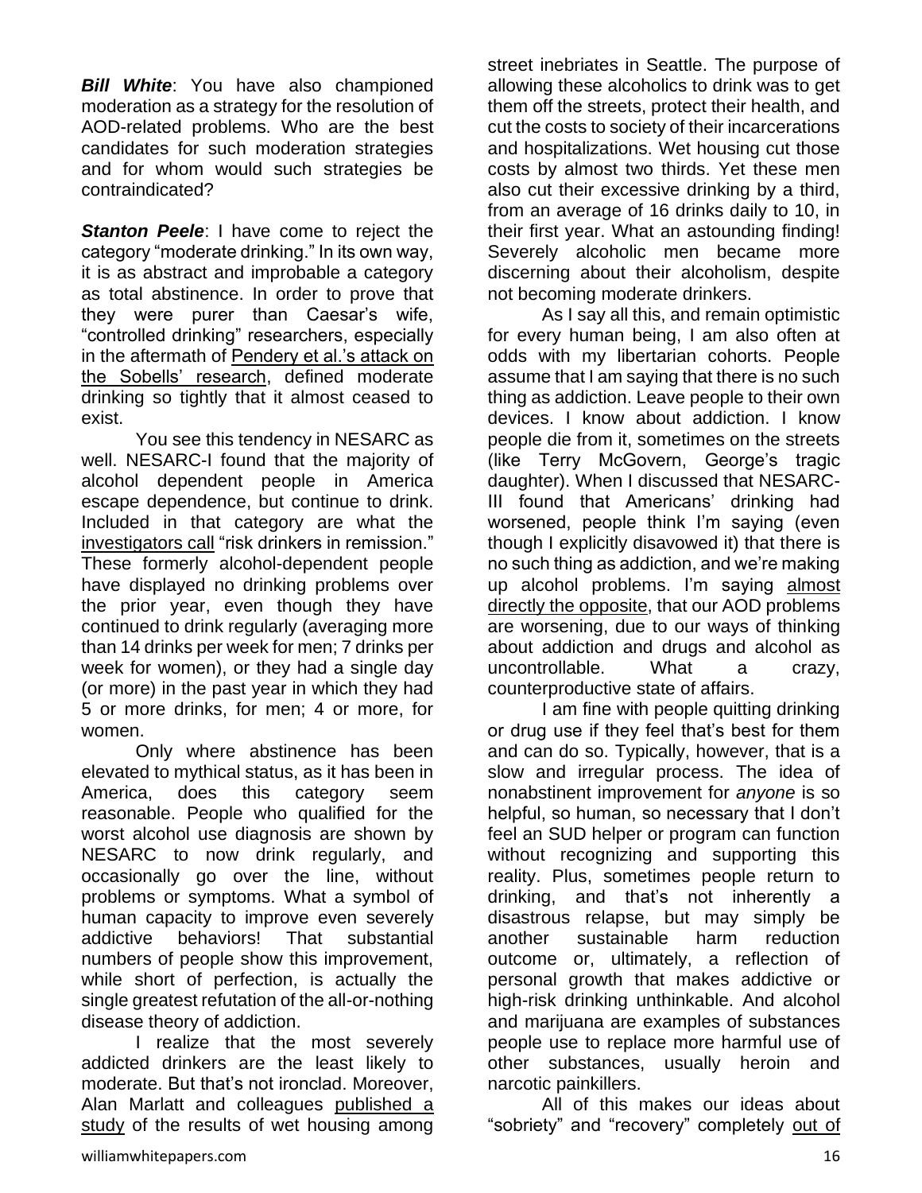***Bill White***: You have also championed moderation as a strategy for the resolution of AOD-related problems. Who are the best candidates for such moderation strategies and for whom would such strategies be contraindicated?

***Stanton Peele***: I have come to reject the category "moderate drinking." In its own way, it is as abstract and improbable a category as total abstinence. In order to prove that they were purer than Caesar's wife, "controlled drinking" researchers, especially in the aftermath of Pendery et al.'s attack on the Sobells' research, defined moderate drinking so tightly that it almost ceased to exist.

You see this tendency in NESARC as well. NESARC-I found that the majority of alcohol dependent people in America escape dependence, but continue to drink. Included in that category are what the investigators call "risk drinkers in remission." These formerly alcohol-dependent people have displayed no drinking problems over the prior year, even though they have continued to drink regularly (averaging more than 14 drinks per week for men; 7 drinks per week for women), or they had a single day (or more) in the past year in which they had 5 or more drinks, for men; 4 or more, for women.

Only where abstinence has been elevated to mythical status, as it has been in America, does this category seem reasonable. People who qualified for the worst alcohol use diagnosis are shown by NESARC to now drink regularly, and occasionally go over the line, without problems or symptoms. What a symbol of human capacity to improve even severely addictive behaviors! That substantial numbers of people show this improvement, while short of perfection, is actually the single greatest refutation of the all-or-nothing disease theory of addiction.

I realize that the most severely addicted drinkers are the least likely to moderate. But that's not ironclad. Moreover, Alan Marlatt and colleagues published a study of the results of wet housing among street inebriates in Seattle. The purpose of allowing these alcoholics to drink was to get them off the streets, protect their health, and cut the costs to society of their incarcerations and hospitalizations. Wet housing cut those costs by almost two thirds. Yet these men also cut their excessive drinking by a third, from an average of 16 drinks daily to 10, in their first year. What an astounding finding! Severely alcoholic men became more discerning about their alcoholism, despite not becoming moderate drinkers.

As I say all this, and remain optimistic for every human being, I am also often at odds with my libertarian cohorts. People assume that I am saying that there is no such thing as addiction. Leave people to their own devices. I know about addiction. I know people die from it, sometimes on the streets (like Terry McGovern, George's tragic daughter). When I discussed that NESARC-III found that Americans' drinking had worsened, people think I'm saying (even though I explicitly disavowed it) that there is no such thing as addiction, and we're making up alcohol problems. I'm saying almost directly the opposite, that our AOD problems are worsening, due to our ways of thinking about addiction and drugs and alcohol as uncontrollable. What a crazy, counterproductive state of affairs.

I am fine with people quitting drinking or drug use if they feel that's best for them and can do so. Typically, however, that is a slow and irregular process. The idea of nonabstinent improvement for *anyone* is so helpful, so human, so necessary that I don't feel an SUD helper or program can function without recognizing and supporting this reality. Plus, sometimes people return to drinking, and that's not inherently a disastrous relapse, but may simply be another sustainable harm reduction outcome or, ultimately, a reflection of personal growth that makes addictive or high-risk drinking unthinkable. And alcohol and marijuana are examples of substances people use to replace more harmful use of other substances, usually heroin and narcotic painkillers.

All of this makes our ideas about "sobriety" and "recovery" completely out of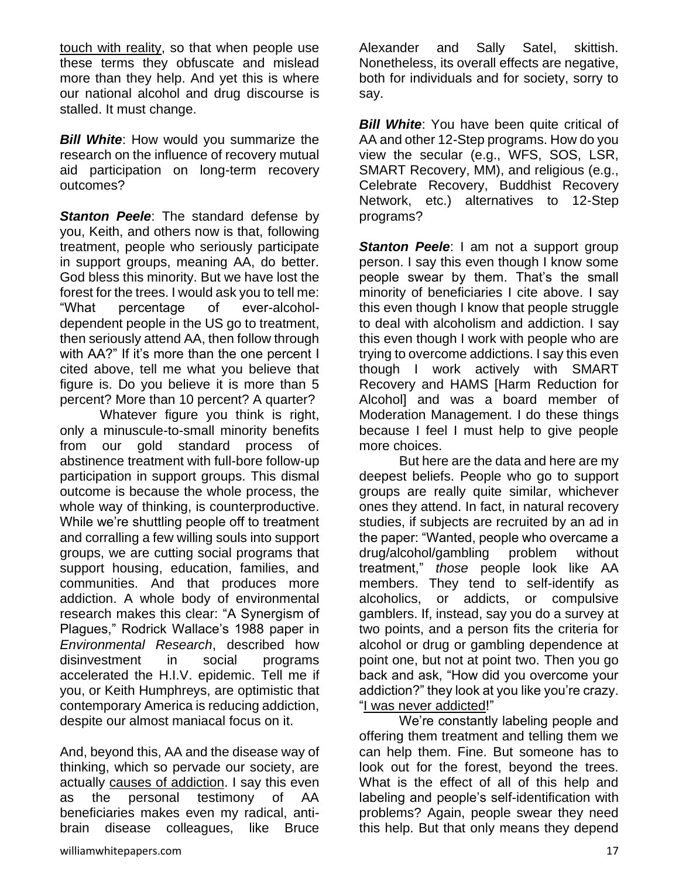touch with reality, so that when people use these terms they obfuscate and mislead more than they help. And yet this is where our national alcohol and drug discourse is stalled. It must change.

***Bill White***: How would you summarize the research on the influence of recovery mutual aid participation on long-term recovery outcomes?

***Stanton Peele***: The standard defense by you, Keith, and others now is that, following treatment, people who seriously participate in support groups, meaning AA, do better. God bless this minority. But we have lost the forest for the trees. I would ask you to tell me: "What percentage of ever-alcohol-dependent people in the US go to treatment, then seriously attend AA, then follow through with AA?" If it's more than the one percent I cited above, tell me what you believe that figure is. Do you believe it is more than 5 percent? More than 10 percent? A quarter?

Whatever figure you think is right, only a minuscule-to-small minority benefits from our gold standard process of abstinence treatment with full-bore follow-up participation in support groups. This dismal outcome is because the whole process, the whole way of thinking, is counterproductive. While we're shuttling people off to treatment and corralling a few willing souls into support groups, we are cutting social programs that support housing, education, families, and communities. And that produces more addiction. A whole body of environmental research makes this clear: "A Synergism of Plagues," Rodrick Wallace's 1988 paper in *Environmental Research*, described how disinvestment in social programs accelerated the H.I.V. epidemic. Tell me if you, or Keith Humphreys, are optimistic that contemporary America is reducing addiction, despite our almost maniacal focus on it.

And, beyond this, AA and the disease way of thinking, which so pervade our society, are actually causes of addiction. I say this even as the personal testimony of AA beneficiaries makes even my radical, anti-brain disease colleagues, like Bruce Alexander and Sally Satel, skittish. Nonetheless, its overall effects are negative, both for individuals and for society, sorry to say.

***Bill White***: You have been quite critical of AA and other 12-Step programs. How do you view the secular (e.g., WFS, SOS, LSR, SMART Recovery, MM), and religious (e.g., Celebrate Recovery, Buddhist Recovery Network, etc.) alternatives to 12-Step programs?

***Stanton Peele***: I am not a support group person. I say this even though I know some people swear by them. That's the small minority of beneficiaries I cite above. I say this even though I know that people struggle to deal with alcoholism and addiction. I say this even though I work with people who are trying to overcome addictions. I say this even though I work actively with SMART Recovery and HAMS [Harm Reduction for Alcohol] and was a board member of Moderation Management. I do these things because I feel I must help to give people more choices.

But here are the data and here are my deepest beliefs. People who go to support groups are really quite similar, whichever ones they attend. In fact, in natural recovery studies, if subjects are recruited by an ad in the paper: "Wanted, people who overcame a drug/alcohol/gambling problem without treatment," *those* people look like AA members. They tend to self-identify as alcoholics, or addicts, or compulsive gamblers. If, instead, say you do a survey at two points, and a person fits the criteria for alcohol or drug or gambling dependence at point one, but not at point two. Then you go back and ask, "How did you overcome your addiction?" they look at you like you're crazy. "I was never addicted!"

We're constantly labeling people and offering them treatment and telling them we can help them. Fine. But someone has to look out for the forest, beyond the trees. What is the effect of all of this help and labeling and people's self-identification with problems? Again, people swear they need this help. But that only means they depend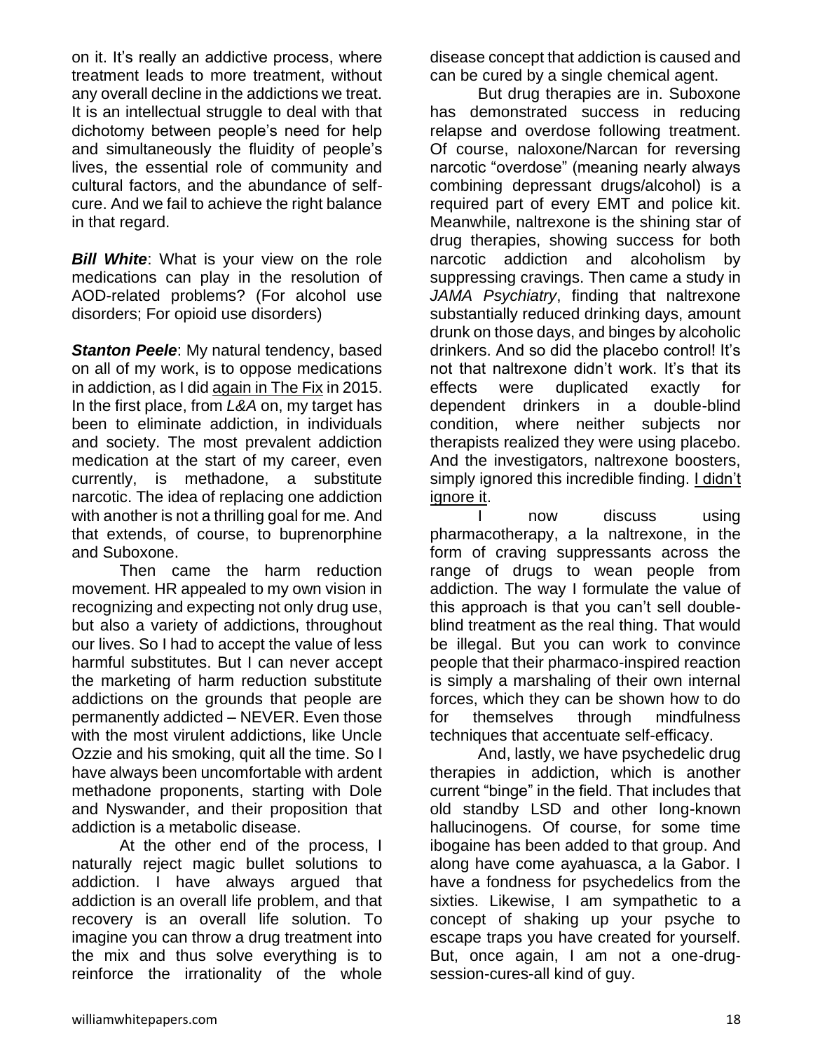on it. It's really an addictive process, where treatment leads to more treatment, without any overall decline in the addictions we treat. It is an intellectual struggle to deal with that dichotomy between people's need for help and simultaneously the fluidity of people's lives, the essential role of community and cultural factors, and the abundance of self-cure. And we fail to achieve the right balance in that regard.

***Bill White***: What is your view on the role medications can play in the resolution of AOD-related problems? (For alcohol use disorders; For opioid use disorders)

***Stanton Peele***: My natural tendency, based on all of my work, is to oppose medications in addiction, as I did again in The Fix in 2015. In the first place, from *L&A* on, my target has been to eliminate addiction, in individuals and society. The most prevalent addiction medication at the start of my career, even currently, is methadone, a substitute narcotic. The idea of replacing one addiction with another is not a thrilling goal for me. And that extends, of course, to buprenorphine and Suboxone.

Then came the harm reduction movement. HR appealed to my own vision in recognizing and expecting not only drug use, but also a variety of addictions, throughout our lives. So I had to accept the value of less harmful substitutes. But I can never accept the marketing of harm reduction substitute addictions on the grounds that people are permanently addicted – NEVER. Even those with the most virulent addictions, like Uncle Ozzie and his smoking, quit all the time. So I have always been uncomfortable with ardent methadone proponents, starting with Dole and Nyswander, and their proposition that addiction is a metabolic disease.

At the other end of the process, I naturally reject magic bullet solutions to addiction. I have always argued that addiction is an overall life problem, and that recovery is an overall life solution. To imagine you can throw a drug treatment into the mix and thus solve everything is to reinforce the irrationality of the whole disease concept that addiction is caused and can be cured by a single chemical agent.

But drug therapies are in. Suboxone has demonstrated success in reducing relapse and overdose following treatment. Of course, naloxone/Narcan for reversing narcotic "overdose" (meaning nearly always combining depressant drugs/alcohol) is a required part of every EMT and police kit. Meanwhile, naltrexone is the shining star of drug therapies, showing success for both narcotic addiction and alcoholism by suppressing cravings. Then came a study in *JAMA Psychiatry*, finding that naltrexone substantially reduced drinking days, amount drunk on those days, and binges by alcoholic drinkers. And so did the placebo control! It's not that naltrexone didn't work. It's that its effects were duplicated exactly for dependent drinkers in a double-blind condition, where neither subjects nor therapists realized they were using placebo. And the investigators, naltrexone boosters, simply ignored this incredible finding. I didn't ignore it.

I now discuss using pharmacotherapy, a la naltrexone, in the form of craving suppressants across the range of drugs to wean people from addiction. The way I formulate the value of this approach is that you can't sell double-blind treatment as the real thing. That would be illegal. But you can work to convince people that their pharmaco-inspired reaction is simply a marshaling of their own internal forces, which they can be shown how to do for themselves through mindfulness techniques that accentuate self-efficacy.

And, lastly, we have psychedelic drug therapies in addiction, which is another current "binge" in the field. That includes that old standby LSD and other long-known hallucinogens. Of course, for some time ibogaine has been added to that group. And along have come ayahuasca, a la Gabor. I have a fondness for psychedelics from the sixties. Likewise, I am sympathetic to a concept of shaking up your psyche to escape traps you have created for yourself. But, once again, I am not a one-drug-session-cures-all kind of guy.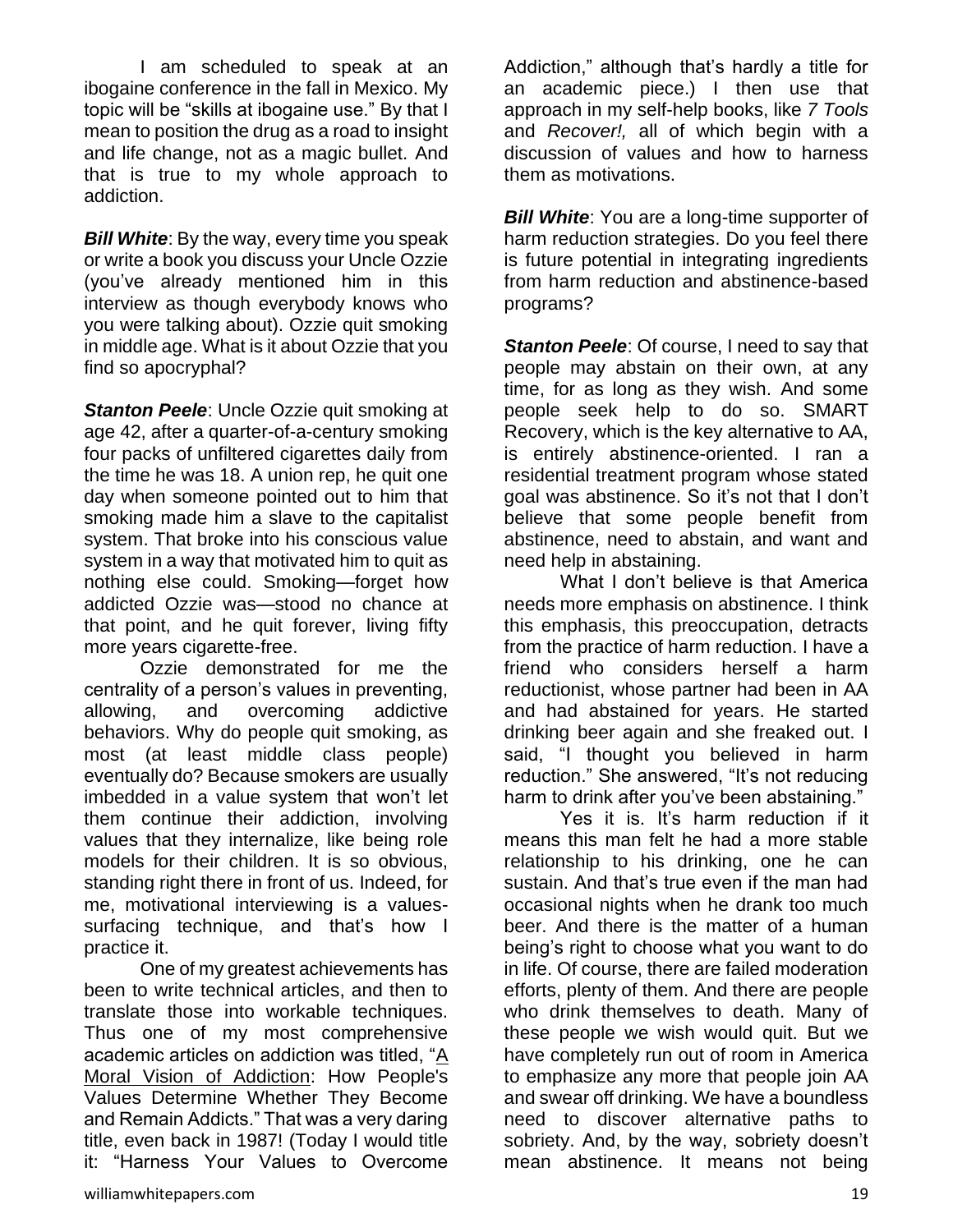I am scheduled to speak at an ibogaine conference in the fall in Mexico. My topic will be "skills at ibogaine use." By that I mean to position the drug as a road to insight and life change, not as a magic bullet. And that is true to my whole approach to addiction.

***Bill White***: By the way, every time you speak or write a book you discuss your Uncle Ozzie (you've already mentioned him in this interview as though everybody knows who you were talking about). Ozzie quit smoking in middle age. What is it about Ozzie that you find so apocryphal?

***Stanton Peele***: Uncle Ozzie quit smoking at age 42, after a quarter-of-a-century smoking four packs of unfiltered cigarettes daily from the time he was 18. A union rep, he quit one day when someone pointed out to him that smoking made him a slave to the capitalist system. That broke into his conscious value system in a way that motivated him to quit as nothing else could. Smoking—forget how addicted Ozzie was—stood no chance at that point, and he quit forever, living fifty more years cigarette-free.

Ozzie demonstrated for me the centrality of a person's values in preventing, allowing, and overcoming addictive behaviors. Why do people quit smoking, as most (at least middle class people) eventually do? Because smokers are usually imbedded in a value system that won't let them continue their addiction, involving values that they internalize, like being role models for their children. It is so obvious, standing right there in front of us. Indeed, for me, motivational interviewing is a values-surfacing technique, and that's how I practice it.

One of my greatest achievements has been to write technical articles, and then to translate those into workable techniques. Thus one of my most comprehensive academic articles on addiction was titled, "A Moral Vision of Addiction: How People's Values Determine Whether They Become and Remain Addicts." That was a very daring title, even back in 1987! (Today I would title it: "Harness Your Values to Overcome Addiction," although that's hardly a title for an academic piece.) I then use that approach in my self-help books, like *7 Tools* and *Recover!,* all of which begin with a discussion of values and how to harness them as motivations.

***Bill White***: You are a long-time supporter of harm reduction strategies. Do you feel there is future potential in integrating ingredients from harm reduction and abstinence-based programs?

***Stanton Peele***: Of course, I need to say that people may abstain on their own, at any time, for as long as they wish. And some people seek help to do so. SMART Recovery, which is the key alternative to AA, is entirely abstinence-oriented. I ran a residential treatment program whose stated goal was abstinence. So it's not that I don't believe that some people benefit from abstinence, need to abstain, and want and need help in abstaining.

What I don't believe is that America needs more emphasis on abstinence. I think this emphasis, this preoccupation, detracts from the practice of harm reduction. I have a friend who considers herself a harm reductionist, whose partner had been in AA and had abstained for years. He started drinking beer again and she freaked out. I said, "I thought you believed in harm reduction." She answered, "It's not reducing harm to drink after you've been abstaining."

Yes it is. It's harm reduction if it means this man felt he had a more stable relationship to his drinking, one he can sustain. And that's true even if the man had occasional nights when he drank too much beer. And there is the matter of a human being's right to choose what you want to do in life. Of course, there are failed moderation efforts, plenty of them. And there are people who drink themselves to death. Many of these people we wish would quit. But we have completely run out of room in America to emphasize any more that people join AA and swear off drinking. We have a boundless need to discover alternative paths to sobriety. And, by the way, sobriety doesn't mean abstinence. It means not being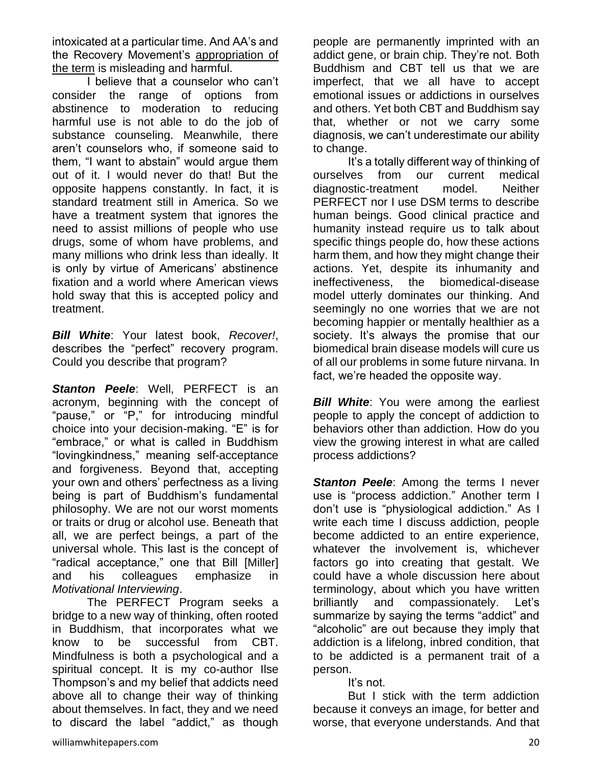intoxicated at a particular time. And AA's and the Recovery Movement's appropriation of the term is misleading and harmful.

I believe that a counselor who can't consider the range of options from abstinence to moderation to reducing harmful use is not able to do the job of substance counseling. Meanwhile, there aren't counselors who, if someone said to them, "I want to abstain" would argue them out of it. I would never do that! But the opposite happens constantly. In fact, it is standard treatment still in America. So we have a treatment system that ignores the need to assist millions of people who use drugs, some of whom have problems, and many millions who drink less than ideally. It is only by virtue of Americans' abstinence fixation and a world where American views hold sway that this is accepted policy and treatment.

***Bill White***: Your latest book, *Recover!*, describes the "perfect" recovery program. Could you describe that program?

***Stanton Peele***: Well, PERFECT is an acronym, beginning with the concept of "pause," or "P," for introducing mindful choice into your decision-making. "E" is for "embrace," or what is called in Buddhism "lovingkindness," meaning self-acceptance and forgiveness. Beyond that, accepting your own and others' perfectness as a living being is part of Buddhism's fundamental philosophy. We are not our worst moments or traits or drug or alcohol use. Beneath that all, we are perfect beings, a part of the universal whole. This last is the concept of "radical acceptance," one that Bill [Miller] and his colleagues emphasize in *Motivational Interviewing*.

The PERFECT Program seeks a bridge to a new way of thinking, often rooted in Buddhism, that incorporates what we know to be successful from CBT. Mindfulness is both a psychological and a spiritual concept. It is my co-author Ilse Thompson's and my belief that addicts need above all to change their way of thinking about themselves. In fact, they and we need to discard the label "addict," as though people are permanently imprinted with an addict gene, or brain chip. They're not. Both Buddhism and CBT tell us that we are imperfect, that we all have to accept emotional issues or addictions in ourselves and others. Yet both CBT and Buddhism say that, whether or not we carry some diagnosis, we can't underestimate our ability to change.

It's a totally different way of thinking of ourselves from our current medical diagnostic-treatment model. Neither PERFECT nor I use DSM terms to describe human beings. Good clinical practice and humanity instead require us to talk about specific things people do, how these actions harm them, and how they might change their actions. Yet, despite its inhumanity and ineffectiveness, the biomedical-disease model utterly dominates our thinking. And seemingly no one worries that we are not becoming happier or mentally healthier as a society. It's always the promise that our biomedical brain disease models will cure us of all our problems in some future nirvana. In fact, we're headed the opposite way.

***Bill White***: You were among the earliest people to apply the concept of addiction to behaviors other than addiction. How do you view the growing interest in what are called process addictions?

***Stanton Peele***: Among the terms I never use is "process addiction." Another term I don't use is "physiological addiction." As I write each time I discuss addiction, people become addicted to an entire experience, whatever the involvement is, whichever factors go into creating that gestalt. We could have a whole discussion here about terminology, about which you have written brilliantly and compassionately. Let's summarize by saying the terms "addict" and "alcoholic" are out because they imply that addiction is a lifelong, inbred condition, that to be addicted is a permanent trait of a person.

It's not.

But I stick with the term addiction because it conveys an image, for better and worse, that everyone understands. And that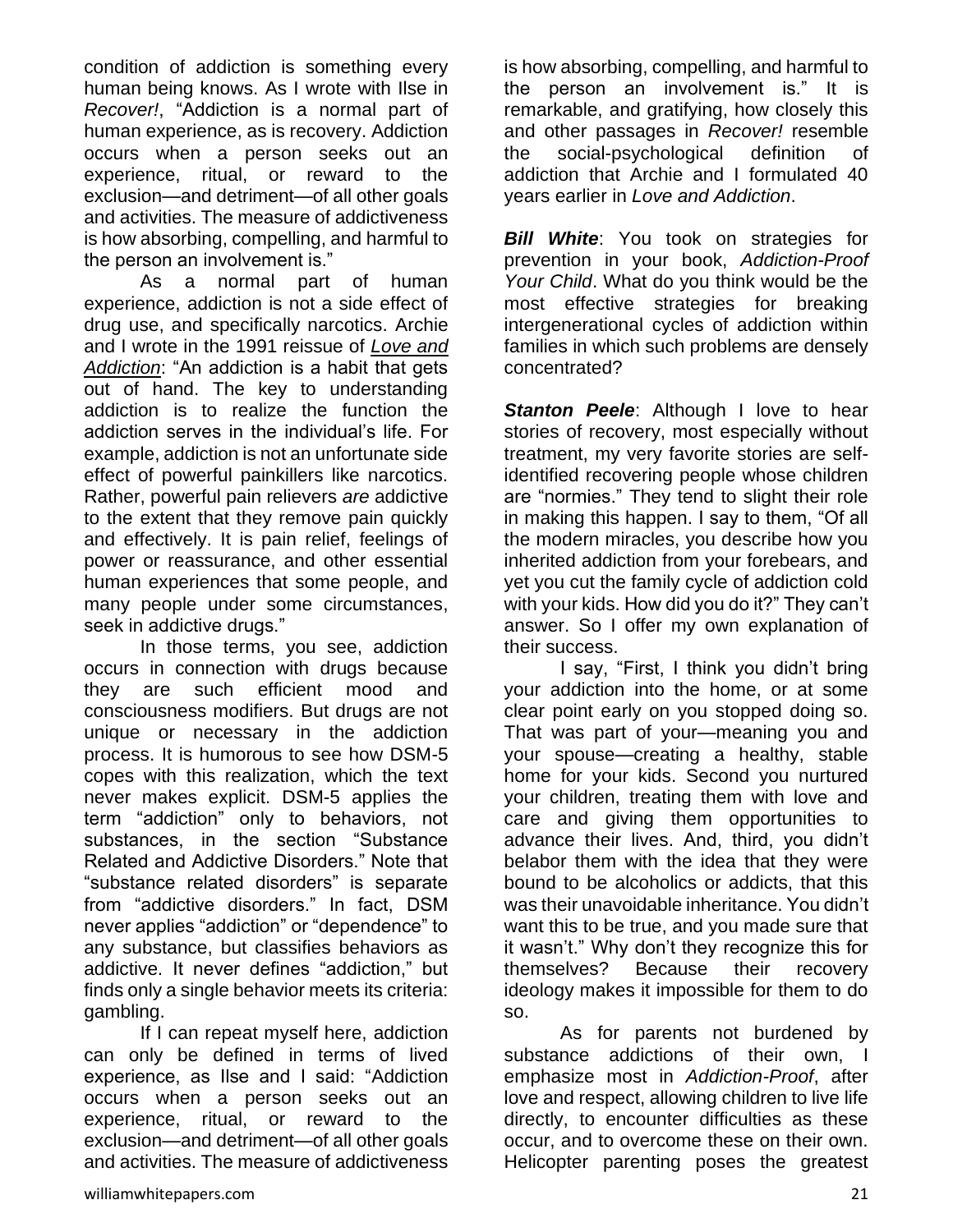condition of addiction is something every human being knows. As I wrote with Ilse in *Recover!*, "Addiction is a normal part of human experience, as is recovery. Addiction occurs when a person seeks out an experience, ritual, or reward to the exclusion—and detriment—of all other goals and activities. The measure of addictiveness is how absorbing, compelling, and harmful to the person an involvement is."

As a normal part of human experience, addiction is not a side effect of drug use, and specifically narcotics. Archie and I wrote in the 1991 reissue of *Love and Addiction*: "An addiction is a habit that gets out of hand. The key to understanding addiction is to realize the function the addiction serves in the individual's life. For example, addiction is not an unfortunate side effect of powerful painkillers like narcotics. Rather, powerful pain relievers *are* addictive to the extent that they remove pain quickly and effectively. It is pain relief, feelings of power or reassurance, and other essential human experiences that some people, and many people under some circumstances, seek in addictive drugs."

In those terms, you see, addiction occurs in connection with drugs because they are such efficient mood and consciousness modifiers. But drugs are not unique or necessary in the addiction process. It is humorous to see how DSM-5 copes with this realization, which the text never makes explicit. DSM-5 applies the term "addiction" only to behaviors, not substances, in the section "Substance Related and Addictive Disorders." Note that "substance related disorders" is separate from "addictive disorders." In fact, DSM never applies "addiction" or "dependence" to any substance, but classifies behaviors as addictive. It never defines "addiction," but finds only a single behavior meets its criteria: gambling.

If I can repeat myself here, addiction can only be defined in terms of lived experience, as Ilse and I said: "Addiction occurs when a person seeks out an experience, ritual, or reward to the exclusion—and detriment—of all other goals and activities. The measure of addictiveness is how absorbing, compelling, and harmful to the person an involvement is." It is remarkable, and gratifying, how closely this and other passages in *Recover!* resemble the social-psychological definition of addiction that Archie and I formulated 40 years earlier in *Love and Addiction*.

***Bill White***: You took on strategies for prevention in your book, *Addiction-Proof Your Child*. What do you think would be the most effective strategies for breaking intergenerational cycles of addiction within families in which such problems are densely concentrated?

***Stanton Peele***: Although I love to hear stories of recovery, most especially without treatment, my very favorite stories are self-identified recovering people whose children are "normies." They tend to slight their role in making this happen. I say to them, "Of all the modern miracles, you describe how you inherited addiction from your forebears, and yet you cut the family cycle of addiction cold with your kids. How did you do it?" They can't answer. So I offer my own explanation of their success.

I say, "First, I think you didn't bring your addiction into the home, or at some clear point early on you stopped doing so. That was part of your—meaning you and your spouse—creating a healthy, stable home for your kids. Second you nurtured your children, treating them with love and care and giving them opportunities to advance their lives. And, third, you didn't belabor them with the idea that they were bound to be alcoholics or addicts, that this was their unavoidable inheritance. You didn't want this to be true, and you made sure that it wasn't." Why don't they recognize this for themselves? Because their recovery ideology makes it impossible for them to do so.

As for parents not burdened by substance addictions of their own, I emphasize most in *Addiction-Proof*, after love and respect, allowing children to live life directly, to encounter difficulties as these occur, and to overcome these on their own. Helicopter parenting poses the greatest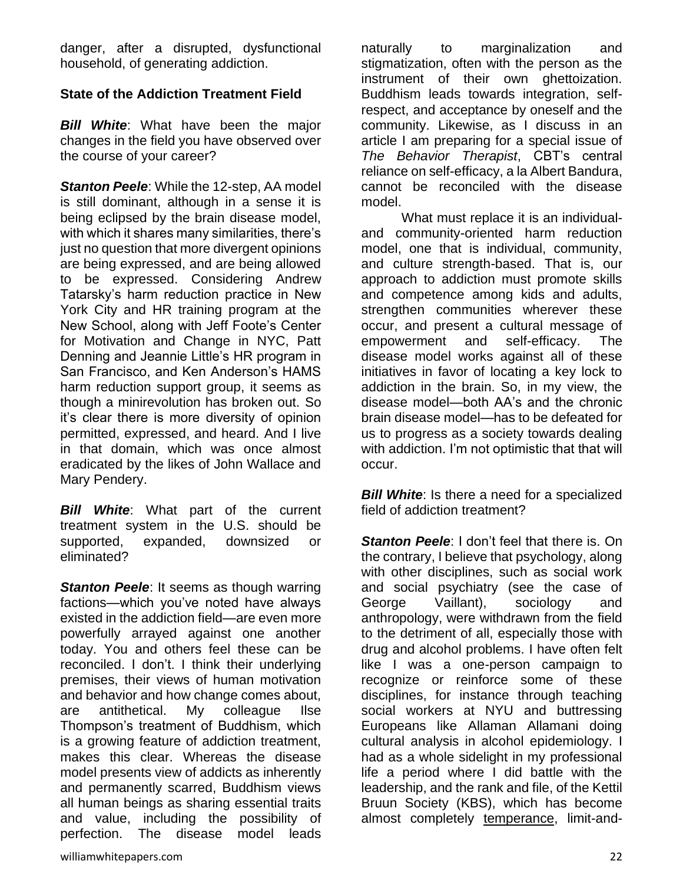danger, after a disrupted, dysfunctional household, of generating addiction.

**State of the Addiction Treatment Field**

***Bill White***: What have been the major changes in the field you have observed over the course of your career?

***Stanton Peele***: While the 12-step, AA model is still dominant, although in a sense it is being eclipsed by the brain disease model, with which it shares many similarities, there's just no question that more divergent opinions are being expressed, and are being allowed to be expressed. Considering Andrew Tatarsky's harm reduction practice in New York City and HR training program at the New School, along with Jeff Foote's Center for Motivation and Change in NYC, Patt Denning and Jeannie Little's HR program in San Francisco, and Ken Anderson's HAMS harm reduction support group, it seems as though a minirevolution has broken out. So it's clear there is more diversity of opinion permitted, expressed, and heard. And I live in that domain, which was once almost eradicated by the likes of John Wallace and Mary Pendery.

***Bill White***: What part of the current treatment system in the U.S. should be supported, expanded, downsized or eliminated?

***Stanton Peele***: It seems as though warring factions—which you've noted have always existed in the addiction field—are even more powerfully arrayed against one another today. You and others feel these can be reconciled. I don't. I think their underlying premises, their views of human motivation and behavior and how change comes about, are antithetical. My colleague Ilse Thompson's treatment of Buddhism, which is a growing feature of addiction treatment, makes this clear. Whereas the disease model presents view of addicts as inherently and permanently scarred, Buddhism views all human beings as sharing essential traits and value, including the possibility of perfection. The disease model leads naturally to marginalization and stigmatization, often with the person as the instrument of their own ghettoization. Buddhism leads towards integration, self-respect, and acceptance by oneself and the community. Likewise, as I discuss in an article I am preparing for a special issue of *The Behavior Therapist*, CBT's central reliance on self-efficacy, a la Albert Bandura, cannot be reconciled with the disease model.

What must replace it is an individual- and community-oriented harm reduction model, one that is individual, community, and culture strength-based. That is, our approach to addiction must promote skills and competence among kids and adults, strengthen communities wherever these occur, and present a cultural message of empowerment and self-efficacy. The disease model works against all of these initiatives in favor of locating a key lock to addiction in the brain. So, in my view, the disease model—both AA's and the chronic brain disease model—has to be defeated for us to progress as a society towards dealing with addiction. I'm not optimistic that that will occur.

***Bill White***: Is there a need for a specialized field of addiction treatment?

***Stanton Peele***: I don't feel that there is. On the contrary, I believe that psychology, along with other disciplines, such as social work and social psychiatry (see the case of George Vaillant), sociology and anthropology, were withdrawn from the field to the detriment of all, especially those with drug and alcohol problems. I have often felt like I was a one-person campaign to recognize or reinforce some of these disciplines, for instance through teaching social workers at NYU and buttressing Europeans like Allaman Allamani doing cultural analysis in alcohol epidemiology. I had as a whole sidelight in my professional life a period where I did battle with the leadership, and the rank and file, of the Kettil Bruun Society (KBS), which has become almost completely temperance, limit-and-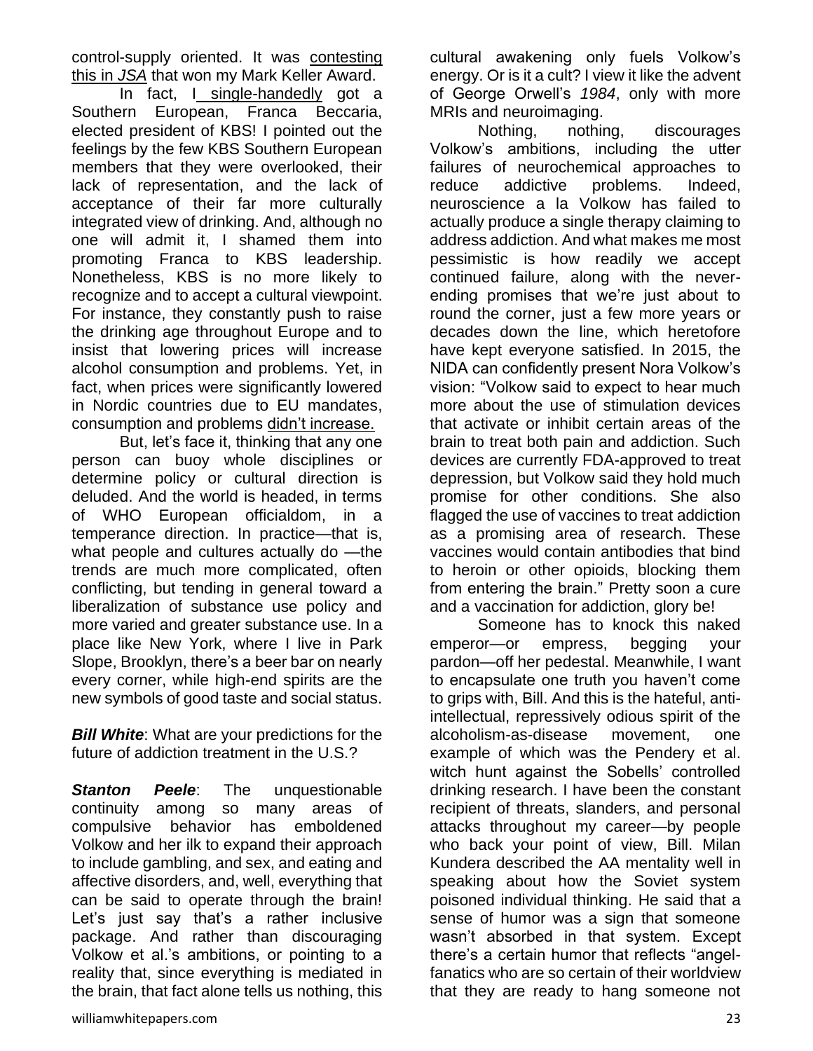control-supply oriented. It was contesting this in *JSA* that won my Mark Keller Award.

In fact, I single-handedly got a Southern European, Franca Beccaria, elected president of KBS! I pointed out the feelings by the few KBS Southern European members that they were overlooked, their lack of representation, and the lack of acceptance of their far more culturally integrated view of drinking. And, although no one will admit it, I shamed them into promoting Franca to KBS leadership. Nonetheless, KBS is no more likely to recognize and to accept a cultural viewpoint. For instance, they constantly push to raise the drinking age throughout Europe and to insist that lowering prices will increase alcohol consumption and problems. Yet, in fact, when prices were significantly lowered in Nordic countries due to EU mandates, consumption and problems didn't increase.

But, let's face it, thinking that any one person can buoy whole disciplines or determine policy or cultural direction is deluded. And the world is headed, in terms of WHO European officialdom, in a temperance direction. In practice—that is, what people and cultures actually do —the trends are much more complicated, often conflicting, but tending in general toward a liberalization of substance use policy and more varied and greater substance use. In a place like New York, where I live in Park Slope, Brooklyn, there's a beer bar on nearly every corner, while high-end spirits are the new symbols of good taste and social status.

***Bill White***: What are your predictions for the future of addiction treatment in the U.S.?

***Stanton Peele***: The unquestionable continuity among so many areas of compulsive behavior has emboldened Volkow and her ilk to expand their approach to include gambling, and sex, and eating and affective disorders, and, well, everything that can be said to operate through the brain! Let's just say that's a rather inclusive package. And rather than discouraging Volkow et al.'s ambitions, or pointing to a reality that, since everything is mediated in the brain, that fact alone tells us nothing, this cultural awakening only fuels Volkow's energy. Or is it a cult? I view it like the advent of George Orwell's *1984*, only with more MRIs and neuroimaging.

Nothing, nothing, discourages Volkow's ambitions, including the utter failures of neurochemical approaches to reduce addictive problems. Indeed, neuroscience a la Volkow has failed to actually produce a single therapy claiming to address addiction. And what makes me most pessimistic is how readily we accept continued failure, along with the never-ending promises that we're just about to round the corner, just a few more years or decades down the line, which heretofore have kept everyone satisfied. In 2015, the NIDA can confidently present Nora Volkow's vision: "Volkow said to expect to hear much more about the use of stimulation devices that activate or inhibit certain areas of the brain to treat both pain and addiction. Such devices are currently FDA-approved to treat depression, but Volkow said they hold much promise for other conditions. She also flagged the use of vaccines to treat addiction as a promising area of research. These vaccines would contain antibodies that bind to heroin or other opioids, blocking them from entering the brain." Pretty soon a cure and a vaccination for addiction, glory be!

Someone has to knock this naked emperor—or empress, begging your pardon—off her pedestal. Meanwhile, I want to encapsulate one truth you haven't come to grips with, Bill. And this is the hateful, anti-intellectual, repressively odious spirit of the alcoholism-as-disease movement, one example of which was the Pendery et al. witch hunt against the Sobells' controlled drinking research. I have been the constant recipient of threats, slanders, and personal attacks throughout my career—by people who back your point of view, Bill. Milan Kundera described the AA mentality well in speaking about how the Soviet system poisoned individual thinking. He said that a sense of humor was a sign that someone wasn't absorbed in that system. Except there's a certain humor that reflects "angel-fanatics who are so certain of their worldview that they are ready to hang someone not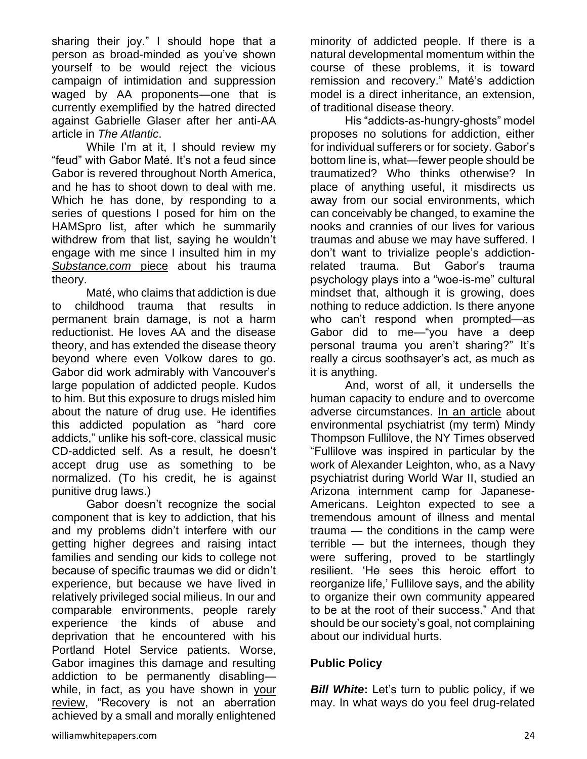sharing their joy." I should hope that a person as broad-minded as you've shown yourself to be would reject the vicious campaign of intimidation and suppression waged by AA proponents—one that is currently exemplified by the hatred directed against Gabrielle Glaser after her anti-AA article in *The Atlantic*.

While I'm at it, I should review my "feud" with Gabor Maté. It's not a feud since Gabor is revered throughout North America, and he has to shoot down to deal with me. Which he has done, by responding to a series of questions I posed for him on the HAMSpro list, after which he summarily withdrew from that list, saying he wouldn't engage with me since I insulted him in my *Substance.com* piece about his trauma theory.

Maté, who claims that addiction is due to childhood trauma that results in permanent brain damage, is not a harm reductionist. He loves AA and the disease theory, and has extended the disease theory beyond where even Volkow dares to go. Gabor did work admirably with Vancouver's large population of addicted people. Kudos to him. But this exposure to drugs misled him about the nature of drug use. He identifies this addicted population as "hard core addicts," unlike his soft-core, classical music CD-addicted self. As a result, he doesn't accept drug use as something to be normalized. (To his credit, he is against punitive drug laws.)

Gabor doesn't recognize the social component that is key to addiction, that his and my problems didn't interfere with our getting higher degrees and raising intact families and sending our kids to college not because of specific traumas we did or didn't experience, but because we have lived in relatively privileged social milieus. In our and comparable environments, people rarely experience the kinds of abuse and deprivation that he encountered with his Portland Hotel Service patients. Worse, Gabor imagines this damage and resulting addiction to be permanently disabling—while, in fact, as you have shown in your review, "Recovery is not an aberration achieved by a small and morally enlightened minority of addicted people. If there is a natural developmental momentum within the course of these problems, it is toward remission and recovery." Maté's addiction model is a direct inheritance, an extension, of traditional disease theory.

His "addicts-as-hungry-ghosts" model proposes no solutions for addiction, either for individual sufferers or for society. Gabor's bottom line is, what—fewer people should be traumatized? Who thinks otherwise? In place of anything useful, it misdirects us away from our social environments, which can conceivably be changed, to examine the nooks and crannies of our lives for various traumas and abuse we may have suffered. I don't want to trivialize people's addiction-related trauma. But Gabor's trauma psychology plays into a "woe-is-me" cultural mindset that, although it is growing, does nothing to reduce addiction. Is there anyone who can't respond when prompted—as Gabor did to me—"you have a deep personal trauma you aren't sharing?" It's really a circus soothsayer's act, as much as it is anything.

And, worst of all, it undersells the human capacity to endure and to overcome adverse circumstances. In an article about environmental psychiatrist (my term) Mindy Thompson Fullilove, the NY Times observed "Fullilove was inspired in particular by the work of Alexander Leighton, who, as a Navy psychiatrist during World War II, studied an Arizona internment camp for Japanese-Americans. Leighton expected to see a tremendous amount of illness and mental trauma — the conditions in the camp were terrible — but the internees, though they were suffering, proved to be startlingly resilient. 'He sees this heroic effort to reorganize life,' Fullilove says, and the ability to organize their own community appeared to be at the root of their success." And that should be our society's goal, not complaining about our individual hurts.

## Public Policy

***Bill White*:** Let's turn to public policy, if we may. In what ways do you feel drug-related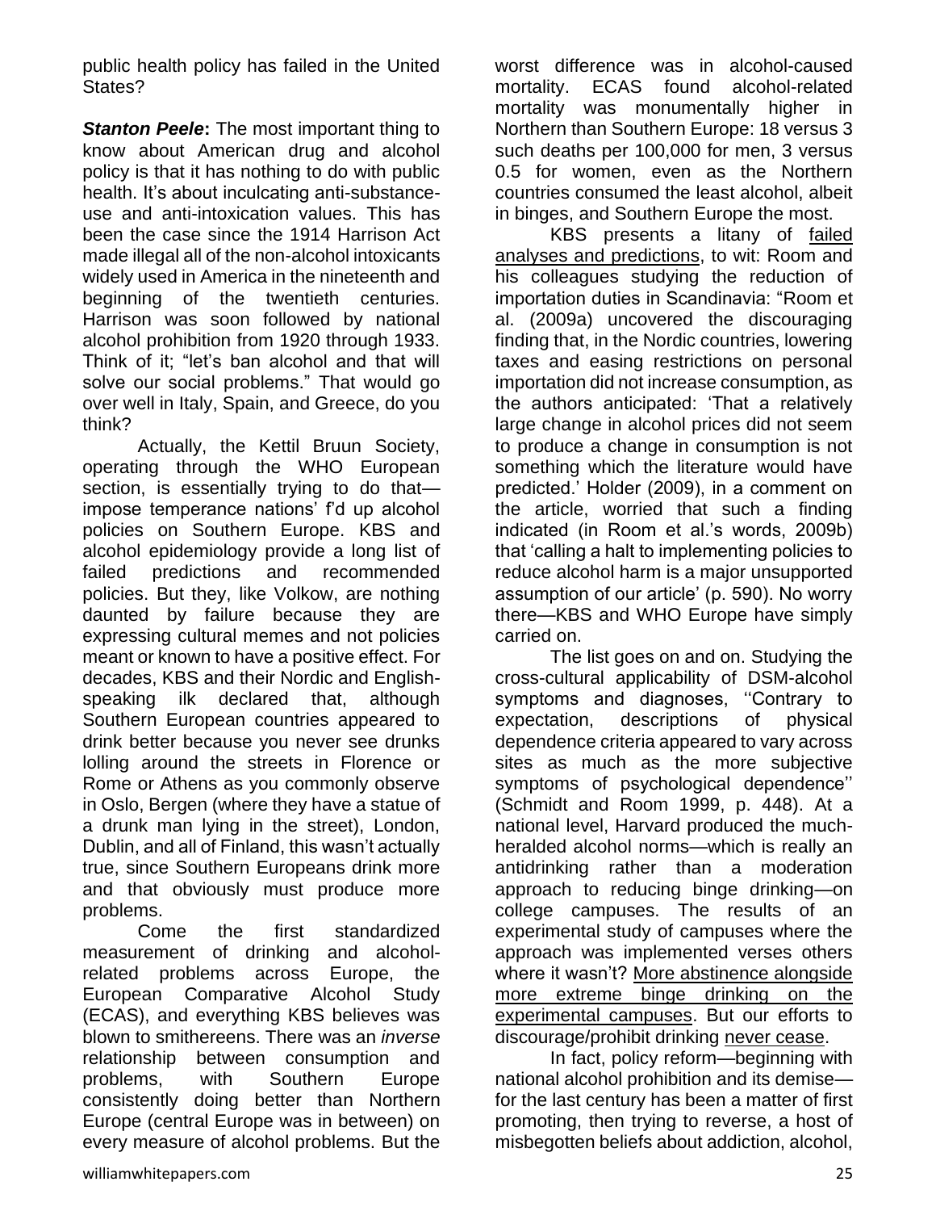public health policy has failed in the United States?

***Stanton Peele*:** The most important thing to know about American drug and alcohol policy is that it has nothing to do with public health. It's about inculcating anti-substance-use and anti-intoxication values. This has been the case since the 1914 Harrison Act made illegal all of the non-alcohol intoxicants widely used in America in the nineteenth and beginning of the twentieth centuries. Harrison was soon followed by national alcohol prohibition from 1920 through 1933. Think of it; "let's ban alcohol and that will solve our social problems." That would go over well in Italy, Spain, and Greece, do you think?

Actually, the Kettil Bruun Society, operating through the WHO European section, is essentially trying to do that—impose temperance nations' f'd up alcohol policies on Southern Europe. KBS and alcohol epidemiology provide a long list of failed predictions and recommended policies. But they, like Volkow, are nothing daunted by failure because they are expressing cultural memes and not policies meant or known to have a positive effect. For decades, KBS and their Nordic and English-speaking ilk declared that, although Southern European countries appeared to drink better because you never see drunks lolling around the streets in Florence or Rome or Athens as you commonly observe in Oslo, Bergen (where they have a statue of a drunk man lying in the street), London, Dublin, and all of Finland, this wasn't actually true, since Southern Europeans drink more and that obviously must produce more problems.

Come the first standardized measurement of drinking and alcohol-related problems across Europe, the European Comparative Alcohol Study (ECAS), and everything KBS believes was blown to smithereens. There was an *inverse* relationship between consumption and problems, with Southern Europe consistently doing better than Northern Europe (central Europe was in between) on every measure of alcohol problems. But the worst difference was in alcohol-caused mortality. ECAS found alcohol-related mortality was monumentally higher in Northern than Southern Europe: 18 versus 3 such deaths per 100,000 for men, 3 versus 0.5 for women, even as the Northern countries consumed the least alcohol, albeit in binges, and Southern Europe the most.

KBS presents a litany of failed analyses and predictions, to wit: Room and his colleagues studying the reduction of importation duties in Scandinavia: "Room et al. (2009a) uncovered the discouraging finding that, in the Nordic countries, lowering taxes and easing restrictions on personal importation did not increase consumption, as the authors anticipated: 'That a relatively large change in alcohol prices did not seem to produce a change in consumption is not something which the literature would have predicted.' Holder (2009), in a comment on the article, worried that such a finding indicated (in Room et al.'s words, 2009b) that 'calling a halt to implementing policies to reduce alcohol harm is a major unsupported assumption of our article' (p. 590). No worry there—KBS and WHO Europe have simply carried on.

The list goes on and on. Studying the cross-cultural applicability of DSM-alcohol symptoms and diagnoses, ''Contrary to expectation, descriptions of physical dependence criteria appeared to vary across sites as much as the more subjective symptoms of psychological dependence'' (Schmidt and Room 1999, p. 448). At a national level, Harvard produced the much-heralded alcohol norms—which is really an antidrinking rather than a moderation approach to reducing binge drinking—on college campuses. The results of an experimental study of campuses where the approach was implemented verses others where it wasn't? More abstinence alongside more extreme binge drinking on the experimental campuses. But our efforts to discourage/prohibit drinking never cease.

In fact, policy reform—beginning with national alcohol prohibition and its demise—for the last century has been a matter of first promoting, then trying to reverse, a host of misbegotten beliefs about addiction, alcohol,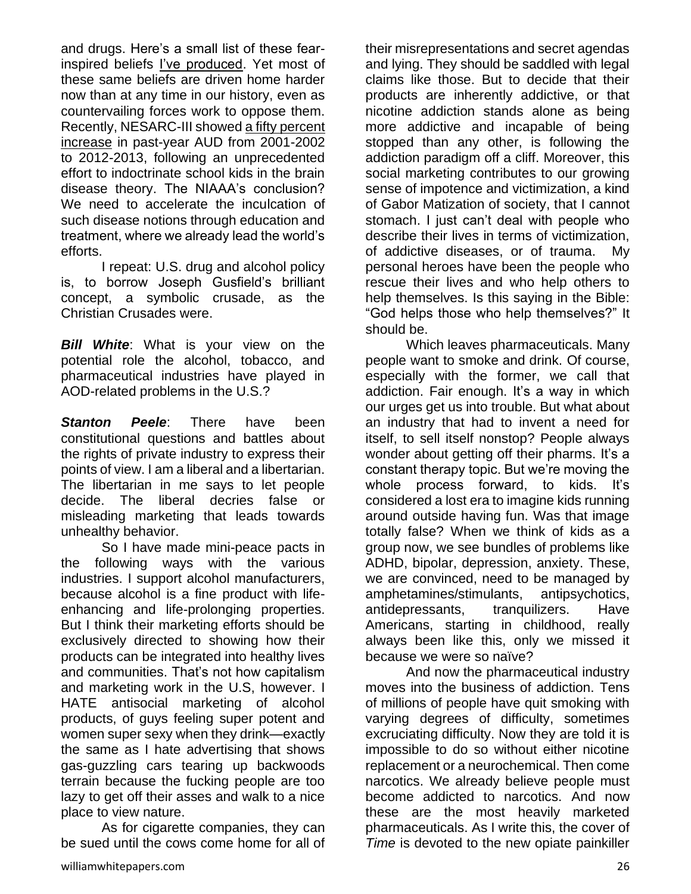and drugs. Here's a small list of these fear-inspired beliefs I've produced. Yet most of these same beliefs are driven home harder now than at any time in our history, even as countervailing forces work to oppose them. Recently, NESARC-III showed a fifty percent increase in past-year AUD from 2001-2002 to 2012-2013, following an unprecedented effort to indoctrinate school kids in the brain disease theory. The NIAAA's conclusion? We need to accelerate the inculcation of such disease notions through education and treatment, where we already lead the world's efforts.

I repeat: U.S. drug and alcohol policy is, to borrow Joseph Gusfield's brilliant concept, a symbolic crusade, as the Christian Crusades were.

***Bill White***: What is your view on the potential role the alcohol, tobacco, and pharmaceutical industries have played in AOD-related problems in the U.S.?

***Stanton Peele***: There have been constitutional questions and battles about the rights of private industry to express their points of view. I am a liberal and a libertarian. The libertarian in me says to let people decide. The liberal decries false or misleading marketing that leads towards unhealthy behavior.

So I have made mini-peace pacts in the following ways with the various industries. I support alcohol manufacturers, because alcohol is a fine product with life-enhancing and life-prolonging properties. But I think their marketing efforts should be exclusively directed to showing how their products can be integrated into healthy lives and communities. That's not how capitalism and marketing work in the U.S, however. I HATE antisocial marketing of alcohol products, of guys feeling super potent and women super sexy when they drink—exactly the same as I hate advertising that shows gas-guzzling cars tearing up backwoods terrain because the fucking people are too lazy to get off their asses and walk to a nice place to view nature.

As for cigarette companies, they can be sued until the cows come home for all of their misrepresentations and secret agendas and lying. They should be saddled with legal claims like those. But to decide that their products are inherently addictive, or that nicotine addiction stands alone as being more addictive and incapable of being stopped than any other, is following the addiction paradigm off a cliff. Moreover, this social marketing contributes to our growing sense of impotence and victimization, a kind of Gabor Matization of society, that I cannot stomach. I just can't deal with people who describe their lives in terms of victimization, of addictive diseases, or of trauma. My personal heroes have been the people who rescue their lives and who help others to help themselves. Is this saying in the Bible: "God helps those who help themselves?" It should be.

Which leaves pharmaceuticals. Many people want to smoke and drink. Of course, especially with the former, we call that addiction. Fair enough. It's a way in which our urges get us into trouble. But what about an industry that had to invent a need for itself, to sell itself nonstop? People always wonder about getting off their pharms. It's a constant therapy topic. But we're moving the whole process forward, to kids. It's considered a lost era to imagine kids running around outside having fun. Was that image totally false? When we think of kids as a group now, we see bundles of problems like ADHD, bipolar, depression, anxiety. These, we are convinced, need to be managed by amphetamines/stimulants, antipsychotics, antidepressants, tranquilizers. Have Americans, starting in childhood, really always been like this, only we missed it because we were so naïve?

And now the pharmaceutical industry moves into the business of addiction. Tens of millions of people have quit smoking with varying degrees of difficulty, sometimes excruciating difficulty. Now they are told it is impossible to do so without either nicotine replacement or a neurochemical. Then come narcotics. We already believe people must become addicted to narcotics. And now these are the most heavily marketed pharmaceuticals. As I write this, the cover of *Time* is devoted to the new opiate painkiller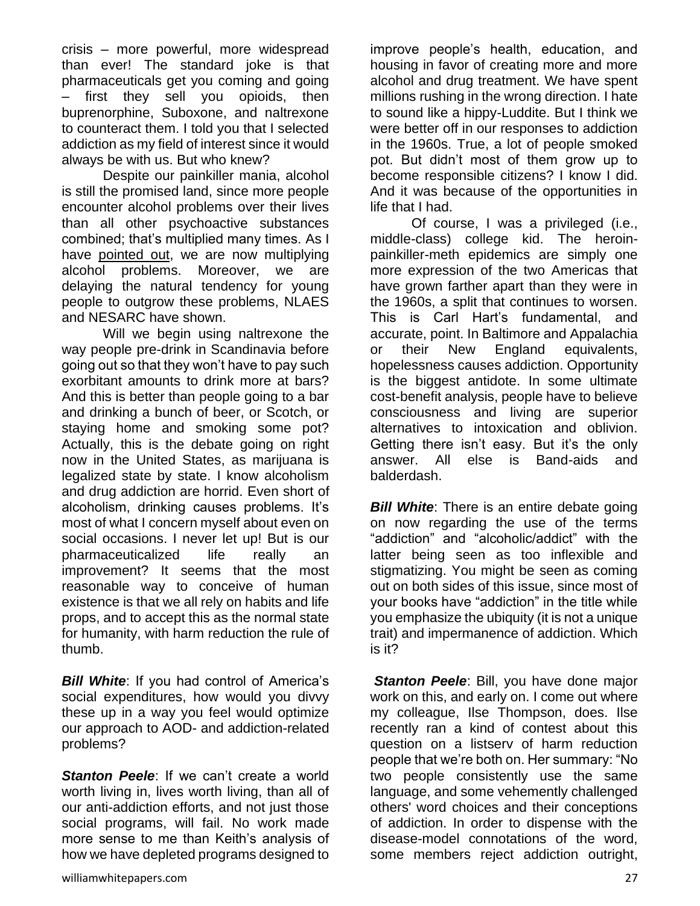crisis – more powerful, more widespread than ever! The standard joke is that pharmaceuticals get you coming and going – first they sell you opioids, then buprenorphine, Suboxone, and naltrexone to counteract them. I told you that I selected addiction as my field of interest since it would always be with us. But who knew?

Despite our painkiller mania, alcohol is still the promised land, since more people encounter alcohol problems over their lives than all other psychoactive substances combined; that's multiplied many times. As I have pointed out, we are now multiplying alcohol problems. Moreover, we are delaying the natural tendency for young people to outgrow these problems, NLAES and NESARC have shown.

Will we begin using naltrexone the way people pre-drink in Scandinavia before going out so that they won't have to pay such exorbitant amounts to drink more at bars? And this is better than people going to a bar and drinking a bunch of beer, or Scotch, or staying home and smoking some pot? Actually, this is the debate going on right now in the United States, as marijuana is legalized state by state. I know alcoholism and drug addiction are horrid. Even short of alcoholism, drinking causes problems. It's most of what I concern myself about even on social occasions. I never let up! But is our pharmaceuticalized life really an improvement? It seems that the most reasonable way to conceive of human existence is that we all rely on habits and life props, and to accept this as the normal state for humanity, with harm reduction the rule of thumb.

***Bill White***: If you had control of America's social expenditures, how would you divvy these up in a way you feel would optimize our approach to AOD- and addiction-related problems?

***Stanton Peele***: If we can't create a world worth living in, lives worth living, than all of our anti-addiction efforts, and not just those social programs, will fail. No work made more sense to me than Keith's analysis of how we have depleted programs designed to improve people's health, education, and housing in favor of creating more and more alcohol and drug treatment. We have spent millions rushing in the wrong direction. I hate to sound like a hippy-Luddite. But I think we were better off in our responses to addiction in the 1960s. True, a lot of people smoked pot. But didn't most of them grow up to become responsible citizens? I know I did. And it was because of the opportunities in life that I had.

Of course, I was a privileged (i.e., middle-class) college kid. The heroin-painkiller-meth epidemics are simply one more expression of the two Americas that have grown farther apart than they were in the 1960s, a split that continues to worsen. This is Carl Hart's fundamental, and accurate, point. In Baltimore and Appalachia or their New England equivalents, hopelessness causes addiction. Opportunity is the biggest antidote. In some ultimate cost-benefit analysis, people have to believe consciousness and living are superior alternatives to intoxication and oblivion. Getting there isn't easy. But it's the only answer. All else is Band-aids and balderdash.

***Bill White***: There is an entire debate going on now regarding the use of the terms "addiction" and "alcoholic/addict" with the latter being seen as too inflexible and stigmatizing. You might be seen as coming out on both sides of this issue, since most of your books have "addiction" in the title while you emphasize the ubiquity (it is not a unique trait) and impermanence of addiction. Which is it?

***Stanton Peele***: Bill, you have done major work on this, and early on. I come out where my colleague, Ilse Thompson, does. Ilse recently ran a kind of contest about this question on a listserv of harm reduction people that we're both on. Her summary: "No two people consistently use the same language, and some vehemently challenged others' word choices and their conceptions of addiction. In order to dispense with the disease-model connotations of the word, some members reject addiction outright,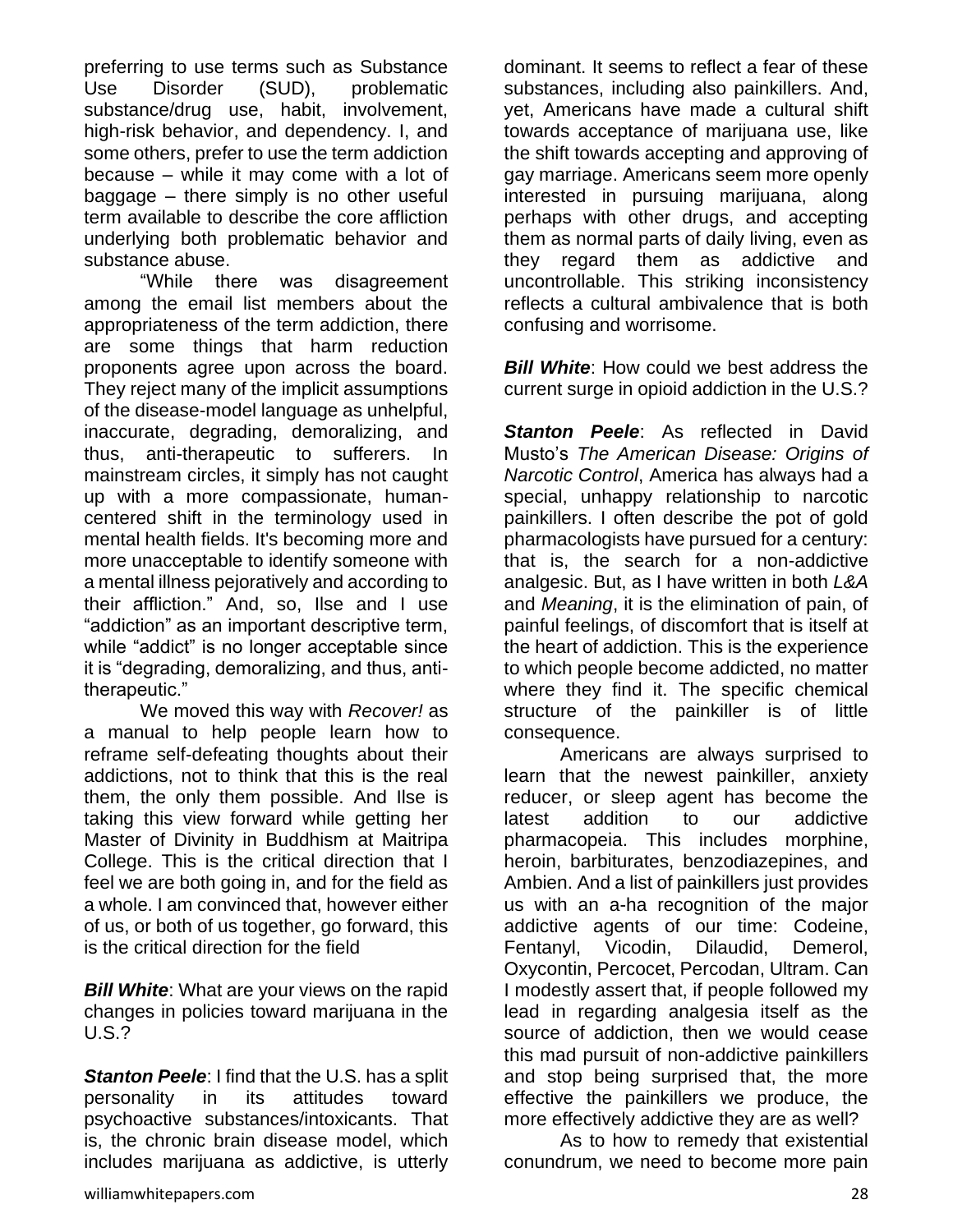preferring to use terms such as Substance Use Disorder (SUD), problematic substance/drug use, habit, involvement, high-risk behavior, and dependency. I, and some others, prefer to use the term addiction because – while it may come with a lot of baggage – there simply is no other useful term available to describe the core affliction underlying both problematic behavior and substance abuse.

"While there was disagreement among the email list members about the appropriateness of the term addiction, there are some things that harm reduction proponents agree upon across the board. They reject many of the implicit assumptions of the disease-model language as unhelpful, inaccurate, degrading, demoralizing, and thus, anti-therapeutic to sufferers. In mainstream circles, it simply has not caught up with a more compassionate, human-centered shift in the terminology used in mental health fields. It's becoming more and more unacceptable to identify someone with a mental illness pejoratively and according to their affliction." And, so, Ilse and I use "addiction" as an important descriptive term, while "addict" is no longer acceptable since it is "degrading, demoralizing, and thus, anti-therapeutic."

We moved this way with *Recover!* as a manual to help people learn how to reframe self-defeating thoughts about their addictions, not to think that this is the real them, the only them possible. And Ilse is taking this view forward while getting her Master of Divinity in Buddhism at Maitripa College. This is the critical direction that I feel we are both going in, and for the field as a whole. I am convinced that, however either of us, or both of us together, go forward, this is the critical direction for the field

***Bill White***: What are your views on the rapid changes in policies toward marijuana in the U.S.?

***Stanton Peele***: I find that the U.S. has a split personality in its attitudes toward psychoactive substances/intoxicants. That is, the chronic brain disease model, which includes marijuana as addictive, is utterly dominant. It seems to reflect a fear of these substances, including also painkillers. And, yet, Americans have made a cultural shift towards acceptance of marijuana use, like the shift towards accepting and approving of gay marriage. Americans seem more openly interested in pursuing marijuana, along perhaps with other drugs, and accepting them as normal parts of daily living, even as they regard them as addictive and uncontrollable. This striking inconsistency reflects a cultural ambivalence that is both confusing and worrisome.

***Bill White***: How could we best address the current surge in opioid addiction in the U.S.?

***Stanton Peele***: As reflected in David Musto's *The American Disease: Origins of Narcotic Control*, America has always had a special, unhappy relationship to narcotic painkillers. I often describe the pot of gold pharmacologists have pursued for a century: that is, the search for a non-addictive analgesic. But, as I have written in both *L&A* and *Meaning*, it is the elimination of pain, of painful feelings, of discomfort that is itself at the heart of addiction. This is the experience to which people become addicted, no matter where they find it. The specific chemical structure of the painkiller is of little consequence.

Americans are always surprised to learn that the newest painkiller, anxiety reducer, or sleep agent has become the latest addition to our addictive pharmacopeia. This includes morphine, heroin, barbiturates, benzodiazepines, and Ambien. And a list of painkillers just provides us with an a-ha recognition of the major addictive agents of our time: Codeine, Fentanyl, Vicodin, Dilaudid, Demerol, Oxycontin, Percocet, Percodan, Ultram. Can I modestly assert that, if people followed my lead in regarding analgesia itself as the source of addiction, then we would cease this mad pursuit of non-addictive painkillers and stop being surprised that, the more effective the painkillers we produce, the more effectively addictive they are as well?

As to how to remedy that existential conundrum, we need to become more pain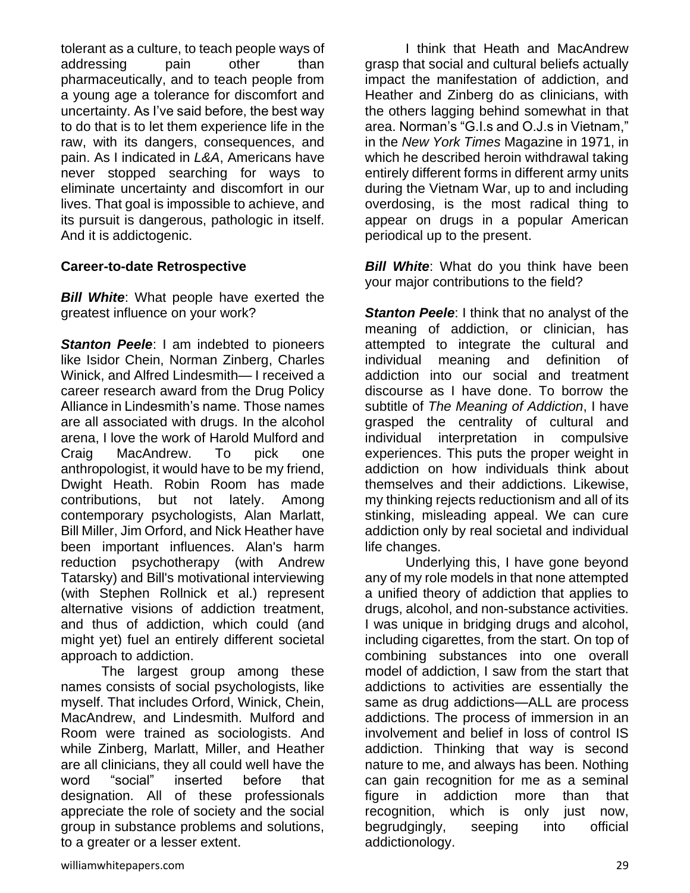tolerant as a culture, to teach people ways of addressing pain other than pharmaceutically, and to teach people from a young age a tolerance for discomfort and uncertainty. As I've said before, the best way to do that is to let them experience life in the raw, with its dangers, consequences, and pain. As I indicated in *L&A*, Americans have never stopped searching for ways to eliminate uncertainty and discomfort in our lives. That goal is impossible to achieve, and its pursuit is dangerous, pathologic in itself. And it is addictogenic.

**Career-to-date Retrospective**

***Bill White***: What people have exerted the greatest influence on your work?

***Stanton Peele***: I am indebted to pioneers like Isidor Chein, Norman Zinberg, Charles Winick, and Alfred Lindesmith— I received a career research award from the Drug Policy Alliance in Lindesmith's name. Those names are all associated with drugs. In the alcohol arena, I love the work of Harold Mulford and Craig MacAndrew. To pick one anthropologist, it would have to be my friend, Dwight Heath. Robin Room has made contributions, but not lately. Among contemporary psychologists, Alan Marlatt, Bill Miller, Jim Orford, and Nick Heather have been important influences. Alan's harm reduction psychotherapy (with Andrew Tatarsky) and Bill's motivational interviewing (with Stephen Rollnick et al.) represent alternative visions of addiction treatment, and thus of addiction, which could (and might yet) fuel an entirely different societal approach to addiction.

The largest group among these names consists of social psychologists, like myself. That includes Orford, Winick, Chein, MacAndrew, and Lindesmith. Mulford and Room were trained as sociologists. And while Zinberg, Marlatt, Miller, and Heather are all clinicians, they all could well have the word "social" inserted before that designation. All of these professionals appreciate the role of society and the social group in substance problems and solutions, to a greater or a lesser extent.

I think that Heath and MacAndrew grasp that social and cultural beliefs actually impact the manifestation of addiction, and Heather and Zinberg do as clinicians, with the others lagging behind somewhat in that area. Norman's "G.I.s and O.J.s in Vietnam," in the *New York Times* Magazine in 1971, in which he described heroin withdrawal taking entirely different forms in different army units during the Vietnam War, up to and including overdosing, is the most radical thing to appear on drugs in a popular American periodical up to the present.

***Bill White***: What do you think have been your major contributions to the field?

***Stanton Peele***: I think that no analyst of the meaning of addiction, or clinician, has attempted to integrate the cultural and individual meaning and definition of addiction into our social and treatment discourse as I have done. To borrow the subtitle of *The Meaning of Addiction*, I have grasped the centrality of cultural and individual interpretation in compulsive experiences. This puts the proper weight in addiction on how individuals think about themselves and their addictions. Likewise, my thinking rejects reductionism and all of its stinking, misleading appeal. We can cure addiction only by real societal and individual life changes.

Underlying this, I have gone beyond any of my role models in that none attempted a unified theory of addiction that applies to drugs, alcohol, and non-substance activities. I was unique in bridging drugs and alcohol, including cigarettes, from the start. On top of combining substances into one overall model of addiction, I saw from the start that addictions to activities are essentially the same as drug addictions—ALL are process addictions. The process of immersion in an involvement and belief in loss of control IS addiction. Thinking that way is second nature to me, and always has been. Nothing can gain recognition for me as a seminal figure in addiction more than that recognition, which is only just now, begrudgingly, seeping into official addictionology.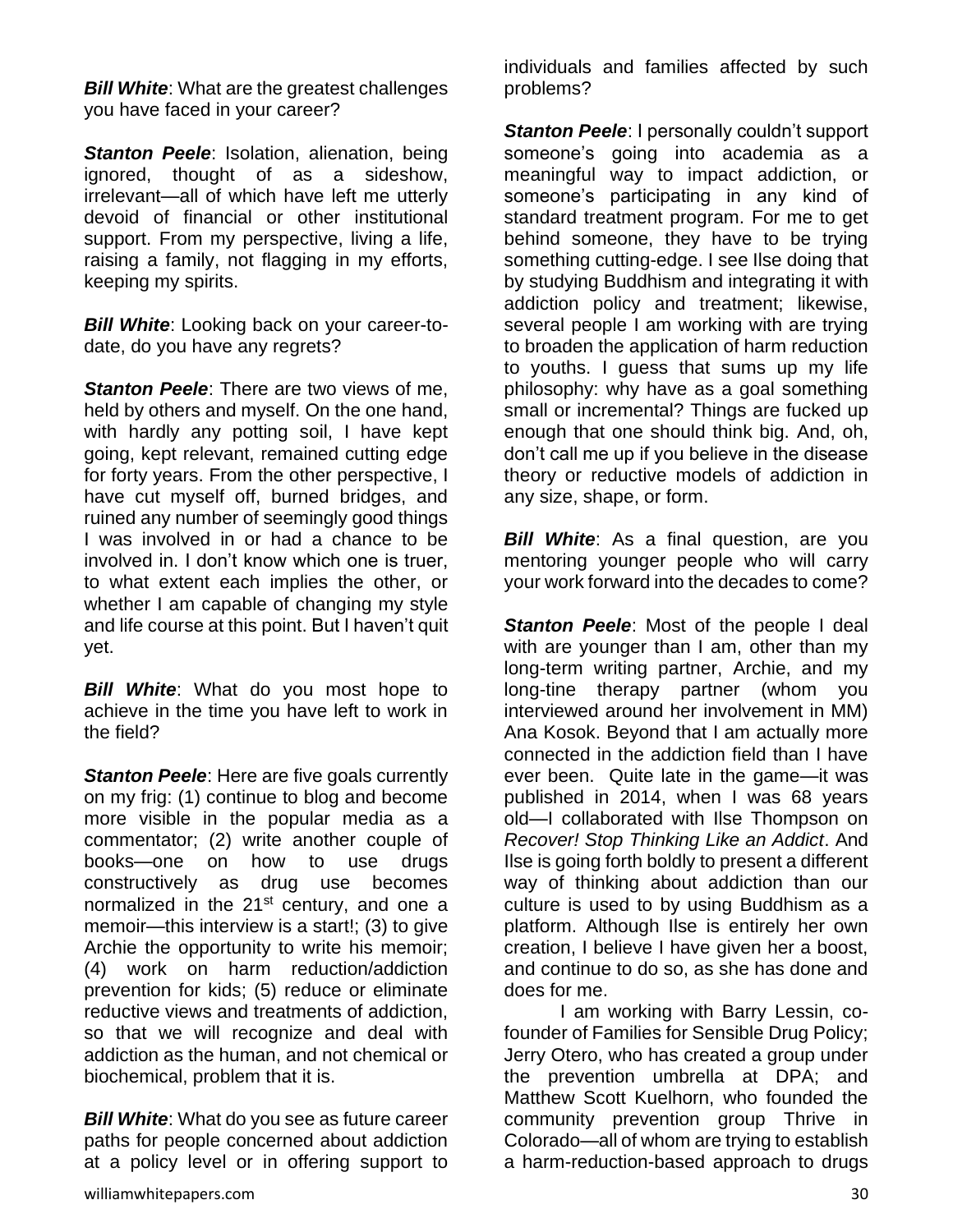***Bill White***: What are the greatest challenges you have faced in your career?

***Stanton Peele***: Isolation, alienation, being ignored, thought of as a sideshow, irrelevant—all of which have left me utterly devoid of financial or other institutional support. From my perspective, living a life, raising a family, not flagging in my efforts, keeping my spirits.

***Bill White***: Looking back on your career-to-date, do you have any regrets?

***Stanton Peele***: There are two views of me, held by others and myself. On the one hand, with hardly any potting soil, I have kept going, kept relevant, remained cutting edge for forty years. From the other perspective, I have cut myself off, burned bridges, and ruined any number of seemingly good things I was involved in or had a chance to be involved in. I don't know which one is truer, to what extent each implies the other, or whether I am capable of changing my style and life course at this point. But I haven't quit yet.

***Bill White***: What do you most hope to achieve in the time you have left to work in the field?

***Stanton Peele***: Here are five goals currently on my frig: (1) continue to blog and become more visible in the popular media as a commentator; (2) write another couple of books—one on how to use drugs constructively as drug use becomes normalized in the 21st century, and one a memoir—this interview is a start!; (3) to give Archie the opportunity to write his memoir; (4) work on harm reduction/addiction prevention for kids; (5) reduce or eliminate reductive views and treatments of addiction, so that we will recognize and deal with addiction as the human, and not chemical or biochemical, problem that it is.

***Bill White***: What do you see as future career paths for people concerned about addiction at a policy level or in offering support to individuals and families affected by such problems?

***Stanton Peele***: I personally couldn't support someone's going into academia as a meaningful way to impact addiction, or someone's participating in any kind of standard treatment program. For me to get behind someone, they have to be trying something cutting-edge. I see Ilse doing that by studying Buddhism and integrating it with addiction policy and treatment; likewise, several people I am working with are trying to broaden the application of harm reduction to youths. I guess that sums up my life philosophy: why have as a goal something small or incremental? Things are fucked up enough that one should think big. And, oh, don't call me up if you believe in the disease theory or reductive models of addiction in any size, shape, or form.

***Bill White***: As a final question, are you mentoring younger people who will carry your work forward into the decades to come?

***Stanton Peele***: Most of the people I deal with are younger than I am, other than my long-term writing partner, Archie, and my long-tine therapy partner (whom you interviewed around her involvement in MM) Ana Kosok. Beyond that I am actually more connected in the addiction field than I have ever been. Quite late in the game—it was published in 2014, when I was 68 years old—I collaborated with Ilse Thompson on *Recover! Stop Thinking Like an Addict*. And Ilse is going forth boldly to present a different way of thinking about addiction than our culture is used to by using Buddhism as a platform. Although Ilse is entirely her own creation, I believe I have given her a boost, and continue to do so, as she has done and does for me.

I am working with Barry Lessin, co-founder of Families for Sensible Drug Policy; Jerry Otero, who has created a group under the prevention umbrella at DPA; and Matthew Scott Kuelhorn, who founded the community prevention group Thrive in Colorado—all of whom are trying to establish a harm-reduction-based approach to drugs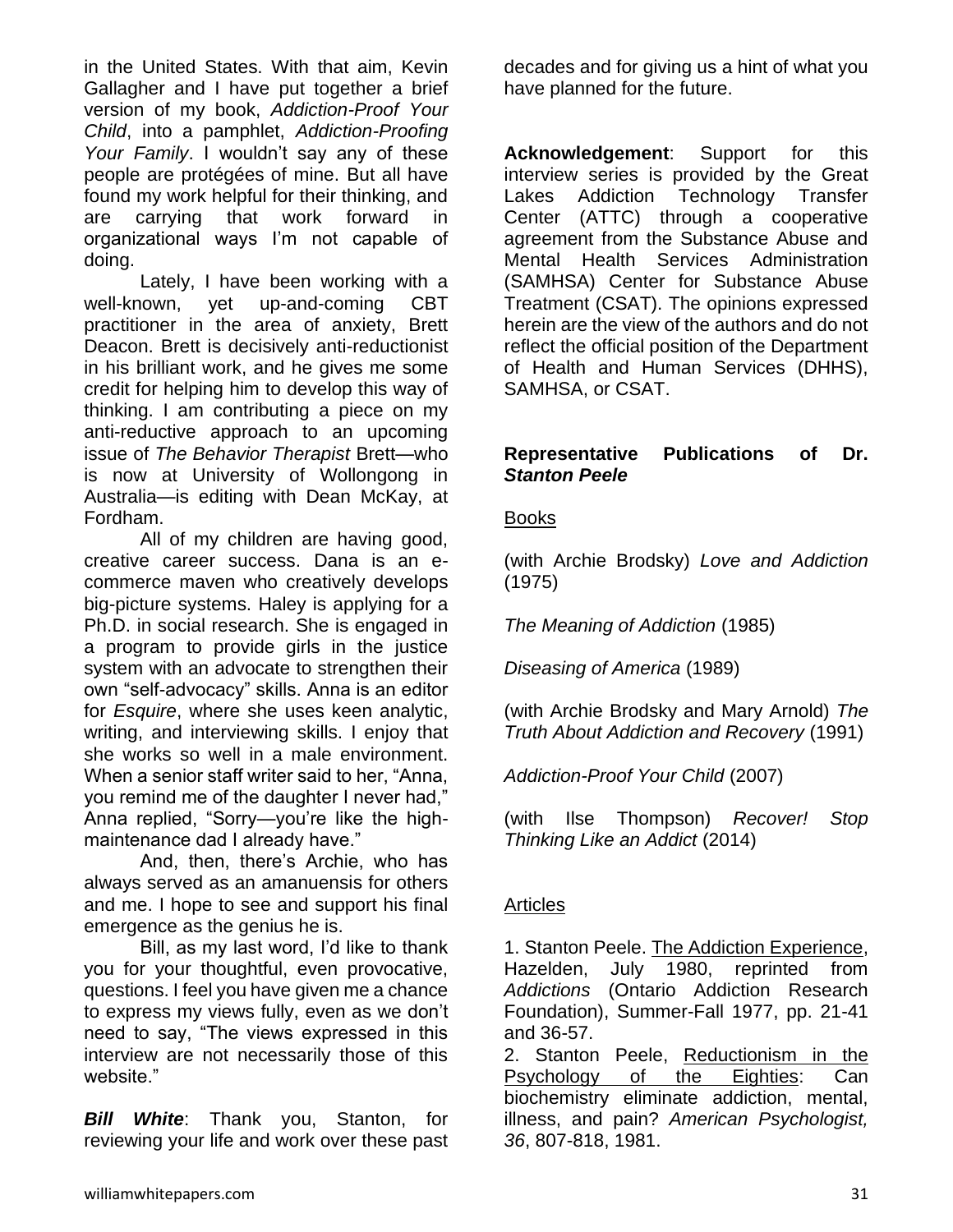in the United States. With that aim, Kevin Gallagher and I have put together a brief version of my book, *Addiction-Proof Your Child*, into a pamphlet, *Addiction-Proofing Your Family*. I wouldn't say any of these people are protégées of mine. But all have found my work helpful for their thinking, and are carrying that work forward in organizational ways I'm not capable of doing.

Lately, I have been working with a well-known, yet up-and-coming CBT practitioner in the area of anxiety, Brett Deacon. Brett is decisively anti-reductionist in his brilliant work, and he gives me some credit for helping him to develop this way of thinking. I am contributing a piece on my anti-reductive approach to an upcoming issue of *The Behavior Therapist* Brett—who is now at University of Wollongong in Australia—is editing with Dean McKay, at Fordham.

All of my children are having good, creative career success. Dana is an e-commerce maven who creatively develops big-picture systems. Haley is applying for a Ph.D. in social research. She is engaged in a program to provide girls in the justice system with an advocate to strengthen their own "self-advocacy" skills. Anna is an editor for *Esquire*, where she uses keen analytic, writing, and interviewing skills. I enjoy that she works so well in a male environment. When a senior staff writer said to her, "Anna, you remind me of the daughter I never had," Anna replied, "Sorry—you're like the high-maintenance dad I already have."

And, then, there's Archie, who has always served as an amanuensis for others and me. I hope to see and support his final emergence as the genius he is.

Bill, as my last word, I'd like to thank you for your thoughtful, even provocative, questions. I feel you have given me a chance to express my views fully, even as we don't need to say, "The views expressed in this interview are not necessarily those of this website."

***Bill White***: Thank you, Stanton, for reviewing your life and work over these past decades and for giving us a hint of what you have planned for the future.

**Acknowledgement**: Support for this interview series is provided by the Great Lakes Addiction Technology Transfer Center (ATTC) through a cooperative agreement from the Substance Abuse and Mental Health Services Administration (SAMHSA) Center for Substance Abuse Treatment (CSAT). The opinions expressed herein are the view of the authors and do not reflect the official position of the Department of Health and Human Services (DHHS), SAMHSA, or CSAT.

## Representative Publications of Dr. *Stanton Peele*

Books

(with Archie Brodsky) *Love and Addiction* (1975)

*The Meaning of Addiction* (1985)

*Diseasing of America* (1989)

(with Archie Brodsky and Mary Arnold) *The Truth About Addiction and Recovery* (1991)

*Addiction-Proof Your Child* (2007)

(with Ilse Thompson) *Recover! Stop Thinking Like an Addict* (2014)

Articles

1. Stanton Peele. The Addiction Experience, Hazelden, July 1980, reprinted from *Addictions* (Ontario Addiction Research Foundation), Summer-Fall 1977, pp. 21-41 and 36-57.
2. Stanton Peele, Reductionism in the Psychology of the Eighties: Can biochemistry eliminate addiction, mental, illness, and pain? *American Psychologist, 36*, 807-818, 1981.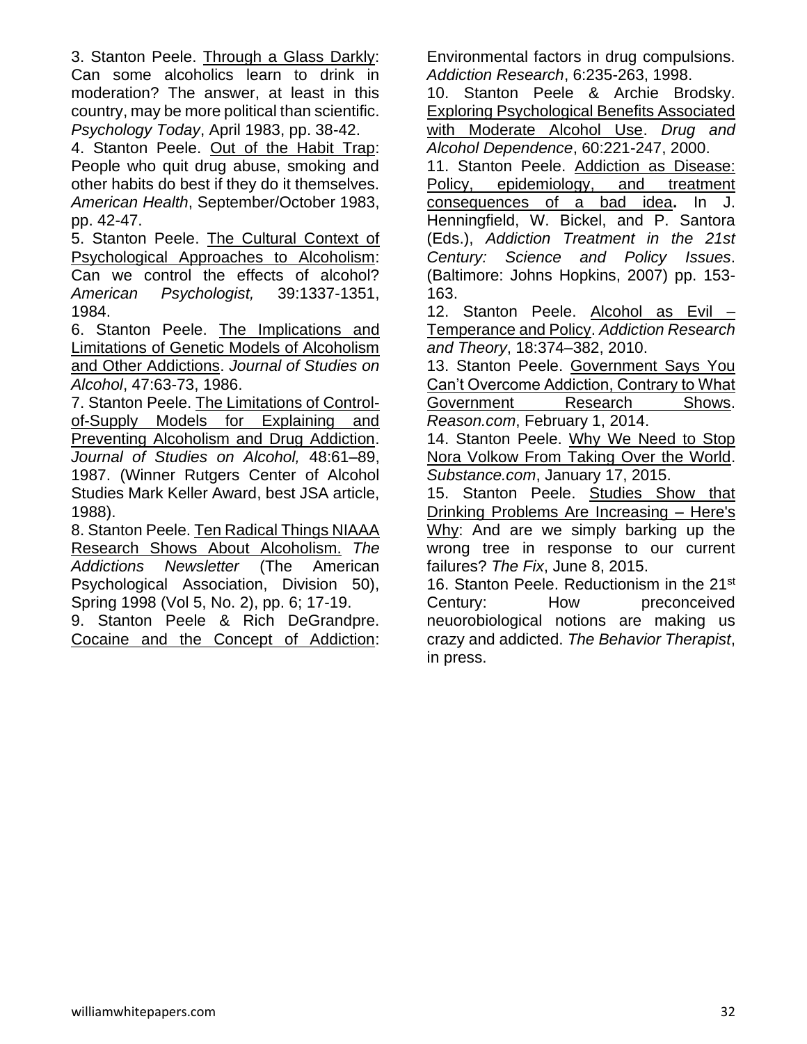3. Stanton Peele. Through a Glass Darkly: Can some alcoholics learn to drink in moderation? The answer, at least in this country, may be more political than scientific. *Psychology Today*, April 1983, pp. 38-42.

4. Stanton Peele. Out of the Habit Trap: People who quit drug abuse, smoking and other habits do best if they do it themselves. *American Health*, September/October 1983, pp. 42-47.

5. Stanton Peele. The Cultural Context of Psychological Approaches to Alcoholism: Can we control the effects of alcohol? *American Psychologist,* 39:1337-1351, 1984.

6. Stanton Peele. The Implications and Limitations of Genetic Models of Alcoholism and Other Addictions. *Journal of Studies on Alcohol*, 47:63-73, 1986.

7. Stanton Peele. The Limitations of Control-of-Supply Models for Explaining and Preventing Alcoholism and Drug Addiction. *Journal of Studies on Alcohol,* 48:61–89, 1987. (Winner Rutgers Center of Alcohol Studies Mark Keller Award, best JSA article, 1988).

8. Stanton Peele. Ten Radical Things NIAAA Research Shows About Alcoholism. *The Addictions Newsletter* (The American Psychological Association, Division 50), Spring 1998 (Vol 5, No. 2), pp. 6; 17-19.

9. Stanton Peele & Rich DeGrandpre. Cocaine and the Concept of Addiction: Environmental factors in drug compulsions. *Addiction Research*, 6:235-263, 1998.

10. Stanton Peele & Archie Brodsky. Exploring Psychological Benefits Associated with Moderate Alcohol Use. *Drug and Alcohol Dependence*, 60:221-247, 2000.

11. Stanton Peele. Addiction as Disease: Policy, epidemiology, and treatment consequences of a bad idea**.** In J. Henningfield, W. Bickel, and P. Santora (Eds.), *Addiction Treatment in the 21st Century: Science and Policy Issues*. (Baltimore: Johns Hopkins, 2007) pp. 153-163.

12. Stanton Peele. Alcohol as Evil – Temperance and Policy. *Addiction Research and Theory*, 18:374–382, 2010.

13. Stanton Peele. Government Says You Can't Overcome Addiction, Contrary to What Government Research Shows. *Reason.com*, February 1, 2014.

14. Stanton Peele. Why We Need to Stop Nora Volkow From Taking Over the World. *Substance.com*, January 17, 2015.

15. Stanton Peele. Studies Show that Drinking Problems Are Increasing – Here's Why: And are we simply barking up the wrong tree in response to our current failures? *The Fix*, June 8, 2015.

16. Stanton Peele. Reductionism in the 21st Century: How preconceived neuorobiological notions are making us crazy and addicted. *The Behavior Therapist*, in press.